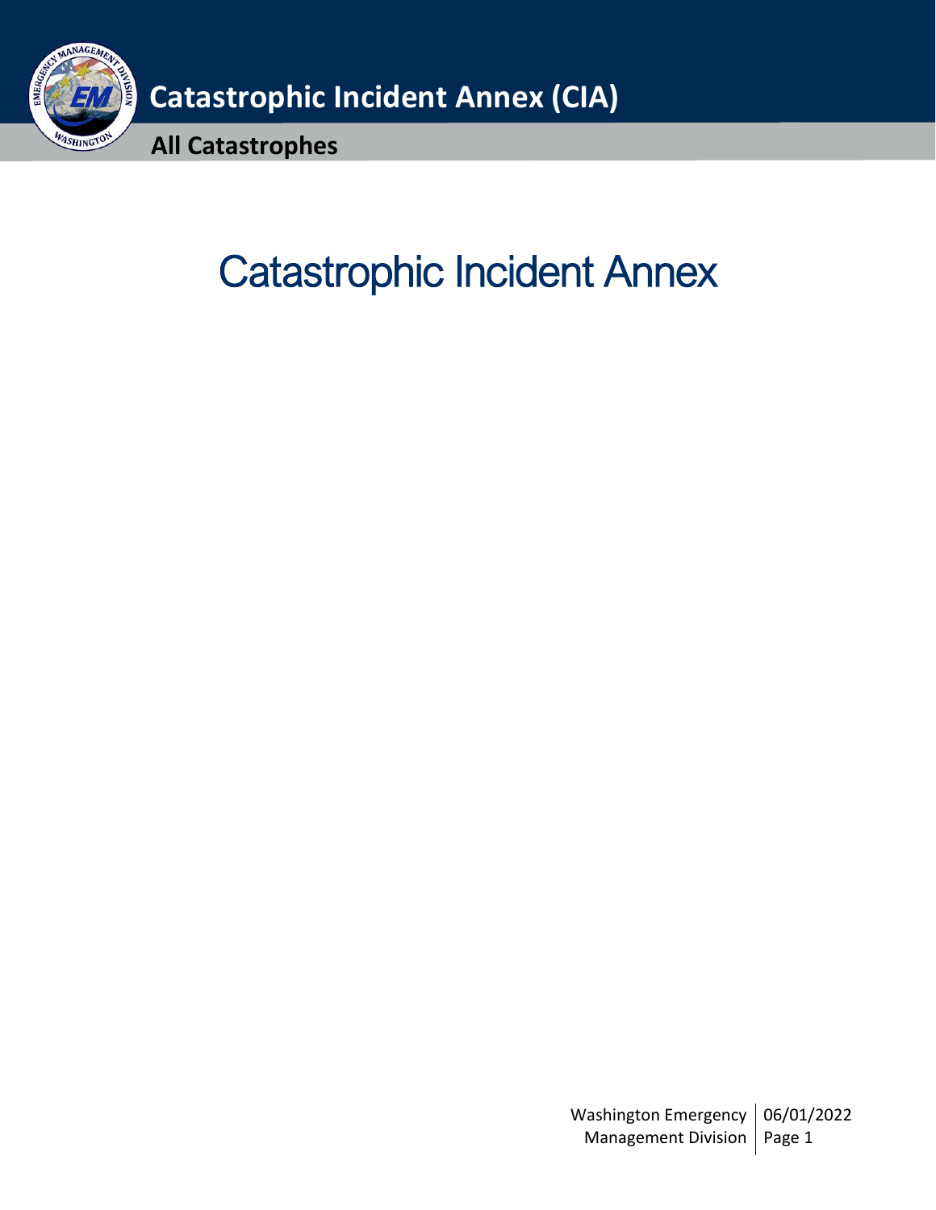# Catastrophic Incident Annex (CIA)

## All Catastrophes

# Catastrophic Incident Annex

Washington Emergency Management Division | 06/01/2022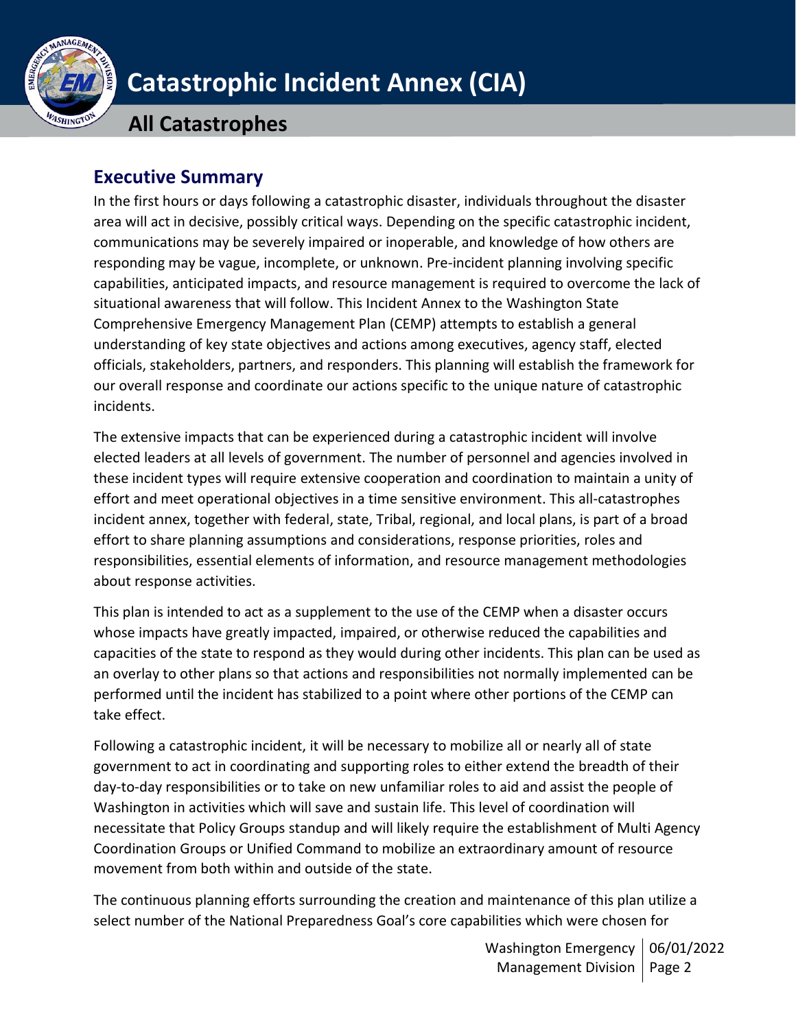## Executive Summary

In the first hours or days following a catastrophic disaster, individuals throughout the disaster area will act in decisive, possibly critical ways. Depending on the specific catastrophic incident, communications may be severely impaired or inoperable, and knowledge of how others are responding may be vague, incomplete, or unknown. Pre-incident planning involving specific capabilities, anticipated impacts, and resource management is required to overcome the lack of situational awareness that will follow. This Incident Annex to the Washington State Comprehensive Emergency Management Plan (CEMP) attempts to establish a general understanding of key state objectives and actions among executives, agency staff, elected officials, stakeholders, partners, and responders. This planning will establish the framework for our overall response and coordinate our actions specific to the unique nature of catastrophic incidents.

The extensive impacts that can be experienced during a catastrophic incident will involve elected leaders at all levels of government. The number of personnel and agencies involved in these incident types will require extensive cooperation and coordination to maintain a unity of effort and meet operational objectives in a time sensitive environment. This all-catastrophes incident annex, together with federal, state, Tribal, regional, and local plans, is part of a broad effort to share planning assumptions and considerations, response priorities, roles and responsibilities, essential elements of information, and resource management methodologies about response activities.

This plan is intended to act as a supplement to the use of the CEMP when a disaster occurs whose impacts have greatly impacted, impaired, or otherwise reduced the capabilities and capacities of the state to respond as they would during other incidents. This plan can be used as an overlay to other plans so that actions and responsibilities not normally implemented can be performed until the incident has stabilized to a point where other portions of the CEMP can take effect.

Following a catastrophic incident, it will be necessary to mobilize all or nearly all of state government to act in coordinating and supporting roles to either extend the breadth of their day-to-day responsibilities or to take on new unfamiliar roles to aid and assist the people of Washington in activities which will save and sustain life. This level of coordination will necessitate that Policy Groups standup and will likely require the establishment of Multi Agency Coordination Groups or Unified Command to mobilize an extraordinary amount of resource movement from both within and outside of the state.

The continuous planning efforts surrounding the creation and maintenance of this plan utilize a select number of the National Preparedness Goal's core capabilities which were chosen for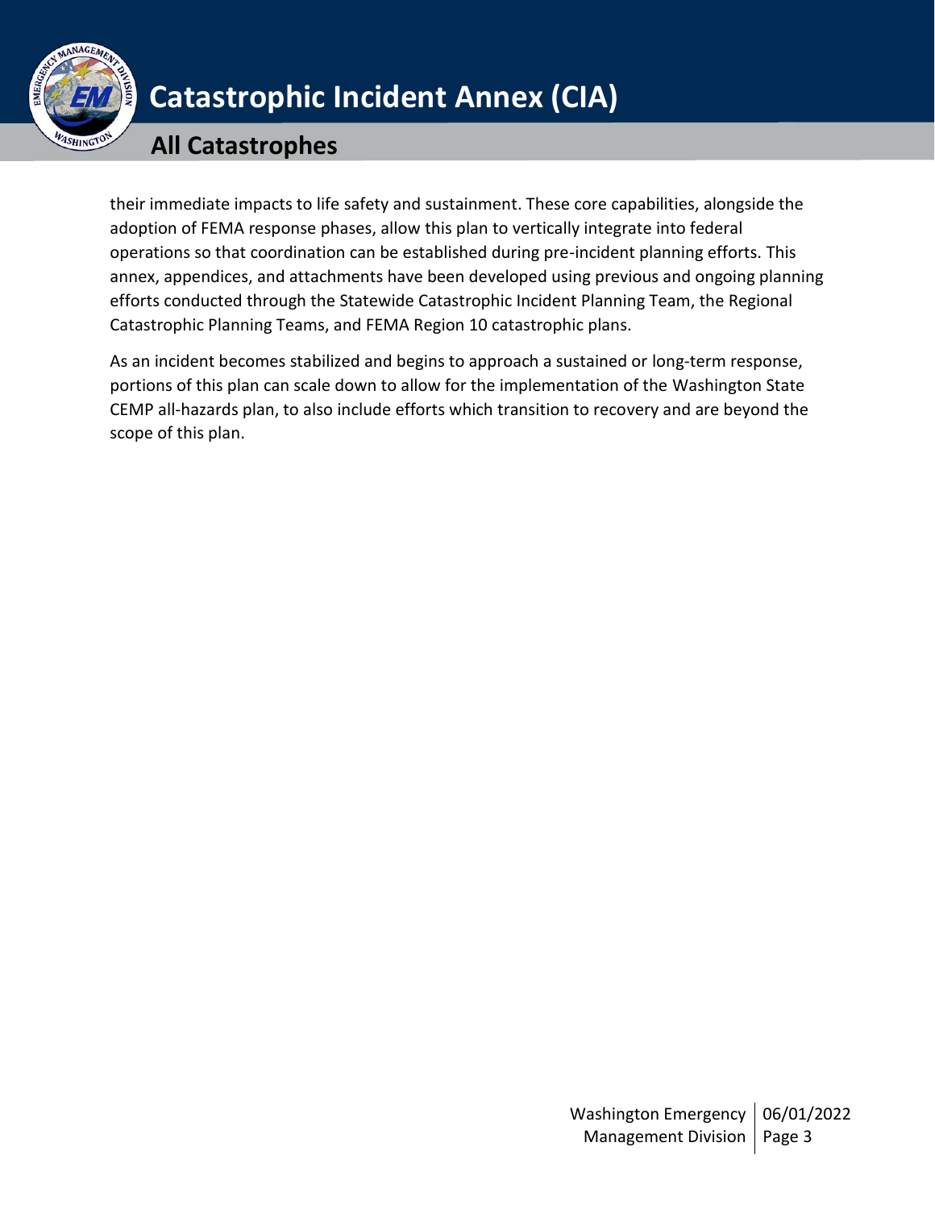their immediate impacts to life safety and sustainment. These core capabilities, alongside the adoption of FEMA response phases, allow this plan to vertically integrate into federal operations so that coordination can be established during pre-incident planning efforts. This annex, appendices, and attachments have been developed using previous and ongoing planning efforts conducted through the Statewide Catastrophic Incident Planning Team, the Regional Catastrophic Planning Teams, and FEMA Region 10 catastrophic plans.

As an incident becomes stabilized and begins to approach a sustained or long-term response, portions of this plan can scale down to allow for the implementation of the Washington State CEMP all-hazards plan, to also include efforts which transition to recovery and are beyond the scope of this plan.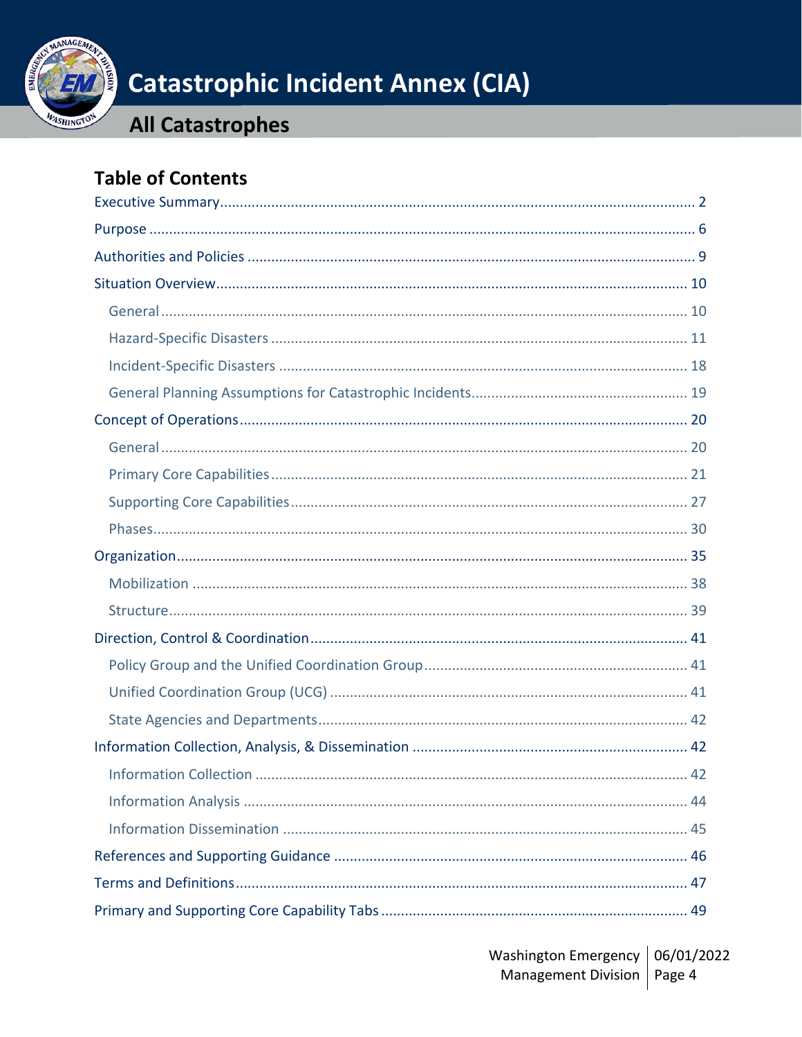## Table of Contents

- Executive Summary ... 2
- Purpose ... 6
- Authorities and Policies ... 9
- Situation Overview ... 10
  - General ... 10
  - Hazard-Specific Disasters ... 11
  - Incident-Specific Disasters ... 18
  - General Planning Assumptions for Catastrophic Incidents ... 19
- Concept of Operations ... 20
  - General ... 20
  - Primary Core Capabilities ... 21
  - Supporting Core Capabilities ... 27
  - Phases ... 30
- Organization ... 35
  - Mobilization ... 38
  - Structure ... 39
- Direction, Control & Coordination ... 41
  - Policy Group and the Unified Coordination Group ... 41
  - Unified Coordination Group (UCG) ... 41
  - State Agencies and Departments ... 42
- Information Collection, Analysis, & Dissemination ... 42
  - Information Collection ... 42
  - Information Analysis ... 44
  - Information Dissemination ... 45
- References and Supporting Guidance ... 46
- Terms and Definitions ... 47
- Primary and Supporting Core Capability Tabs ... 49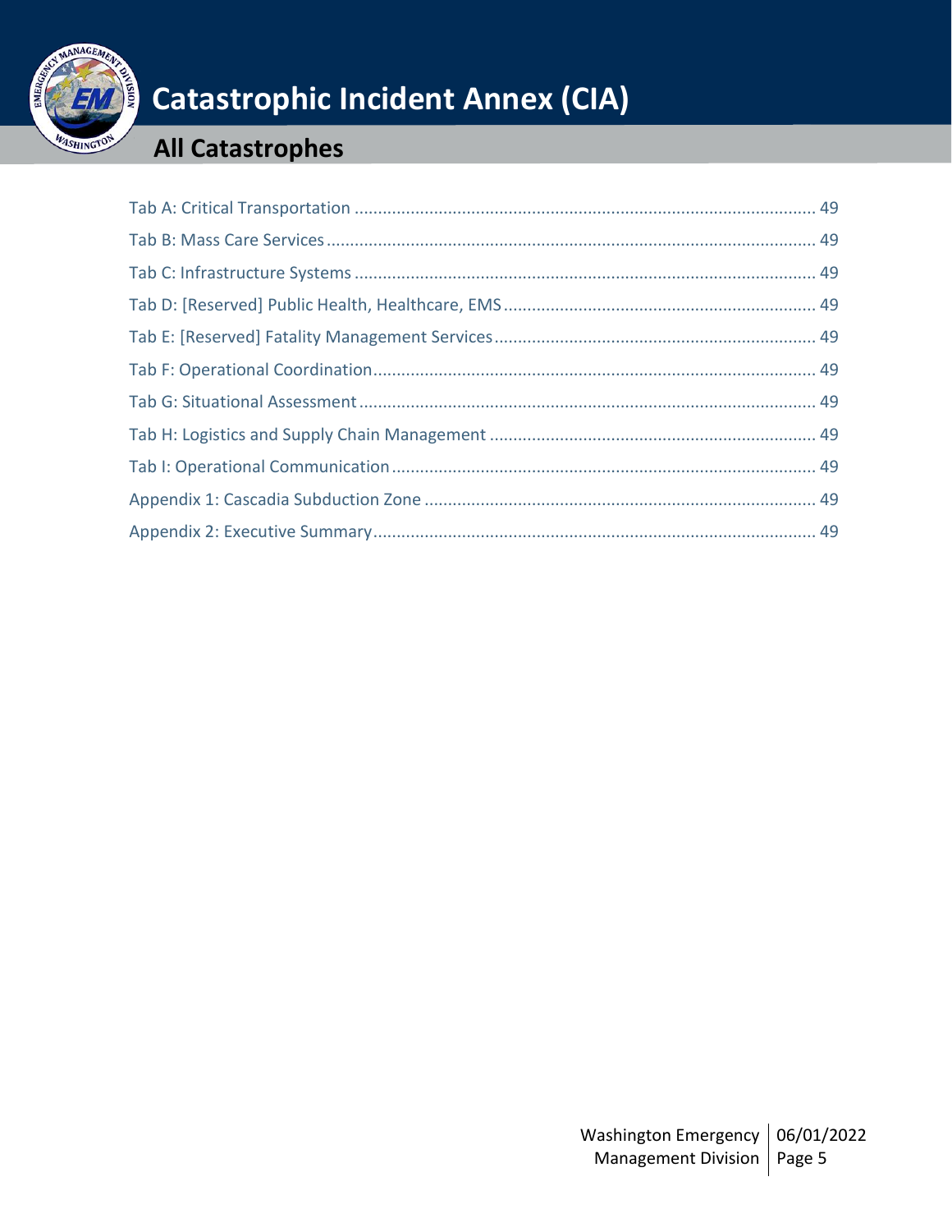Tab A: Critical Transportation ........................................................................................................ 49

Tab B: Mass Care Services ............................................................................................................... 49

Tab C: Infrastructure Systems .......................................................................................................... 49

Tab D: [Reserved] Public Health, Healthcare, EMS .......................................................................... 49

Tab E: [Reserved] Fatality Management Services ............................................................................ 49

Tab F: Operational Coordination ...................................................................................................... 49

Tab G: Situational Assessment ......................................................................................................... 49

Tab H: Logistics and Supply Chain Management ............................................................................. 49

Tab I: Operational Communication .................................................................................................. 49

Appendix 1: Cascadia Subduction Zone ........................................................................................... 49

Appendix 2: Executive Summary ...................................................................................................... 49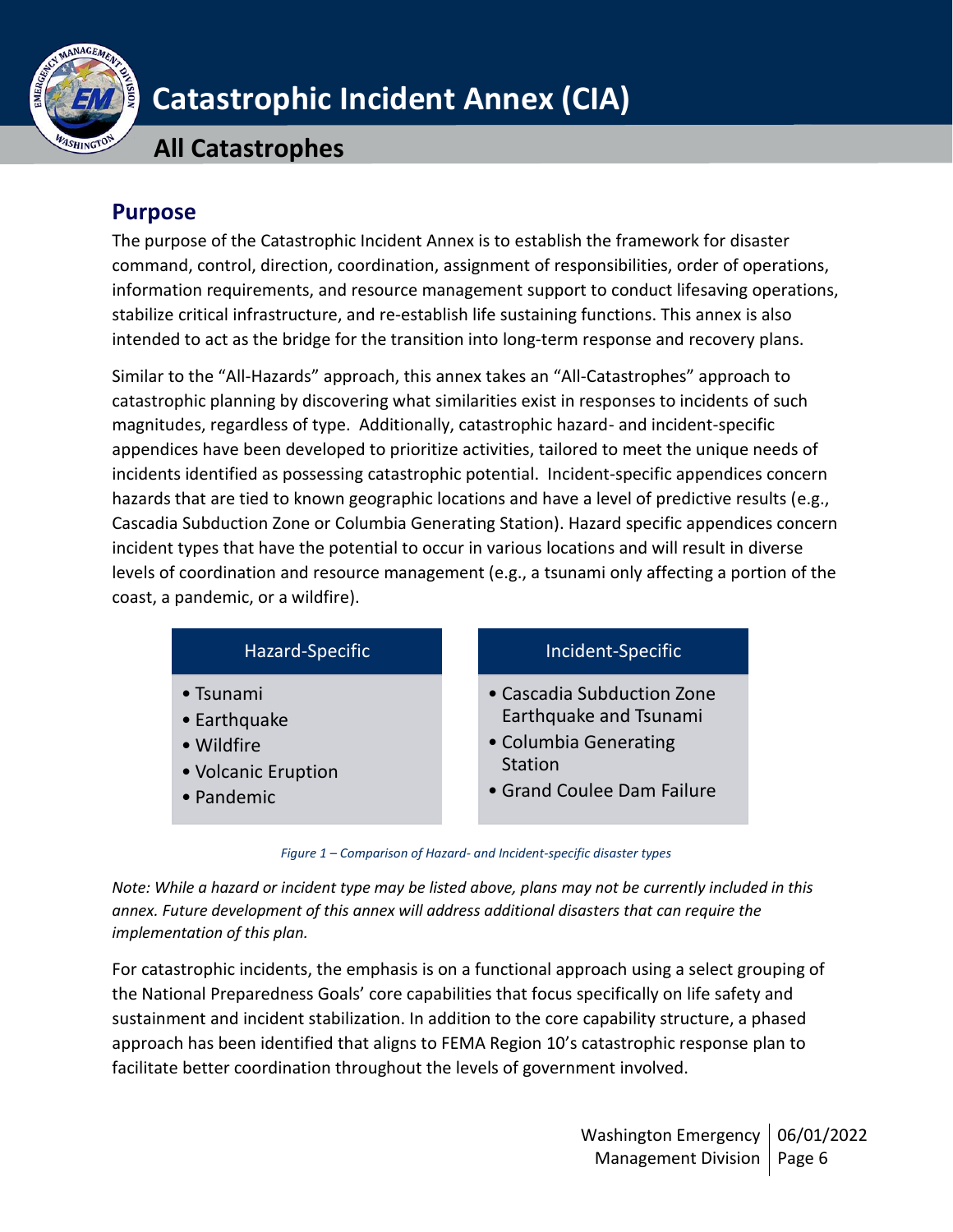# Catastrophic Incident Annex (CIA)

## All Catastrophes

## Purpose

The purpose of the Catastrophic Incident Annex is to establish the framework for disaster command, control, direction, coordination, assignment of responsibilities, order of operations, information requirements, and resource management support to conduct lifesaving operations, stabilize critical infrastructure, and re-establish life sustaining functions. This annex is also intended to act as the bridge for the transition into long-term response and recovery plans.

Similar to the "All-Hazards" approach, this annex takes an "All-Catastrophes" approach to catastrophic planning by discovering what similarities exist in responses to incidents of such magnitudes, regardless of type. Additionally, catastrophic hazard- and incident-specific appendices have been developed to prioritize activities, tailored to meet the unique needs of incidents identified as possessing catastrophic potential. Incident-specific appendices concern hazards that are tied to known geographic locations and have a level of predictive results (e.g., Cascadia Subduction Zone or Columbia Generating Station). Hazard specific appendices concern incident types that have the potential to occur in various locations and will result in diverse levels of coordination and resource management (e.g., a tsunami only affecting a portion of the coast, a pandemic, or a wildfire).

| Hazard-Specific | Incident-Specific |
|---|---|
| • Tsunami<br>• Earthquake<br>• Wildfire<br>• Volcanic Eruption<br>• Pandemic | • Cascadia Subduction Zone Earthquake and Tsunami<br>• Columbia Generating Station<br>• Grand Coulee Dam Failure |

*Figure 1 – Comparison of Hazard- and Incident-specific disaster types*

*Note: While a hazard or incident type may be listed above, plans may not be currently included in this annex. Future development of this annex will address additional disasters that can require the implementation of this plan.*

For catastrophic incidents, the emphasis is on a functional approach using a select grouping of the National Preparedness Goals' core capabilities that focus specifically on life safety and sustainment and incident stabilization. In addition to the core capability structure, a phased approach has been identified that aligns to FEMA Region 10's catastrophic response plan to facilitate better coordination throughout the levels of government involved.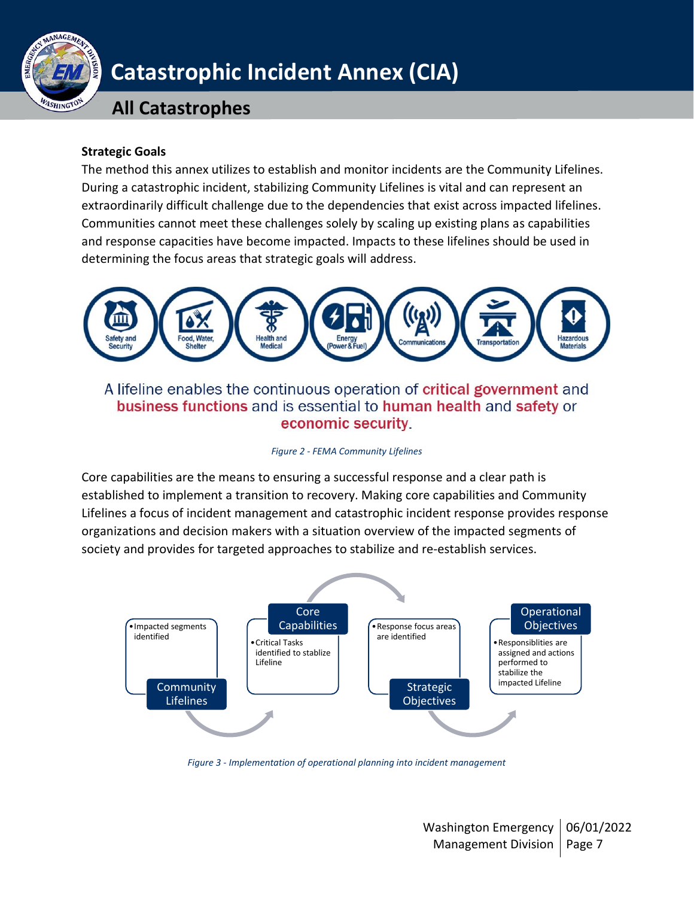## Strategic Goals

The method this annex utilizes to establish and monitor incidents are the Community Lifelines. During a catastrophic incident, stabilizing Community Lifelines is vital and can represent an extraordinarily difficult challenge due to the dependencies that exist across impacted lifelines. Communities cannot meet these challenges solely by scaling up existing plans as capabilities and response capacities have become impacted. Impacts to these lifelines should be used in determining the focus areas that strategic goals will address.

Safety and Security | Food, Water, Shelter | Health and Medical | Energy (Power & Fuel) | Communications | Transportation | Hazardous Materials

A lifeline enables the continuous operation of **critical government** and **business functions** and is essential to **human health** and **safety** or **economic security**.

*Figure 2 - FEMA Community Lifelines*

Core capabilities are the means to ensuring a successful response and a clear path is established to implement a transition to recovery. Making core capabilities and Community Lifelines a focus of incident management and catastrophic incident response provides response organizations and decision makers with a situation overview of the impacted segments of society and provides for targeted approaches to stabilize and re-establish services.

- **Community Lifelines**
  - Impacted segments identified
- **Core Capabilities**
  - Critical Tasks identified to stablize Lifeline
- **Strategic Objectives**
  - Response focus areas are identified
- **Operational Objectives**
  - Responsiblities are assigned and actions performed to stabilize the impacted Lifeline

*Figure 3 - Implementation of operational planning into incident management*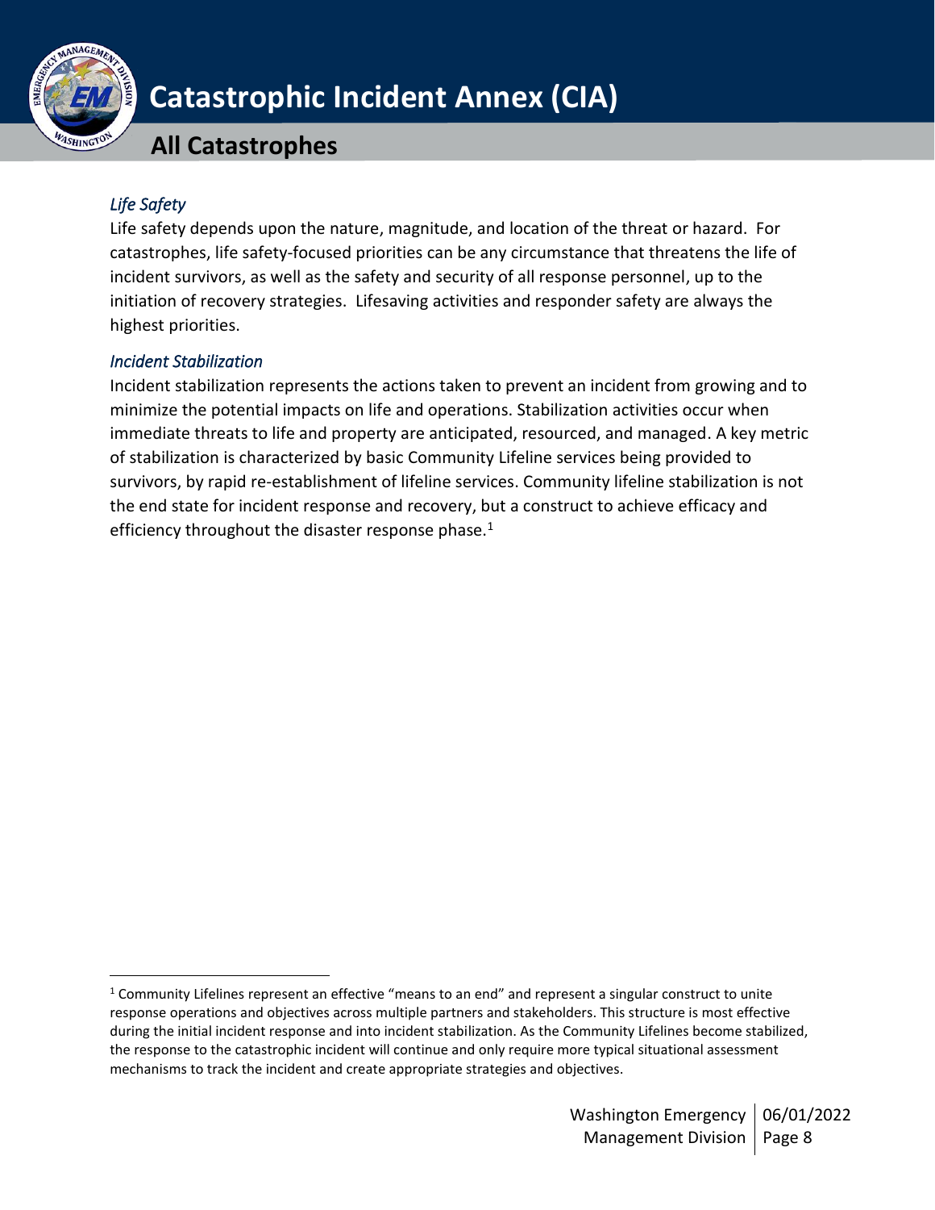### *Life Safety*

Life safety depends upon the nature, magnitude, and location of the threat or hazard. For catastrophes, life safety-focused priorities can be any circumstance that threatens the life of incident survivors, as well as the safety and security of all response personnel, up to the initiation of recovery strategies. Lifesaving activities and responder safety are always the highest priorities.

### *Incident Stabilization*

Incident stabilization represents the actions taken to prevent an incident from growing and to minimize the potential impacts on life and operations. Stabilization activities occur when immediate threats to life and property are anticipated, resourced, and managed. A key metric of stabilization is characterized by basic Community Lifeline services being provided to survivors, by rapid re-establishment of lifeline services. Community lifeline stabilization is not the end state for incident response and recovery, but a construct to achieve efficacy and efficiency throughout the disaster response phase.[1]

---

[1] Community Lifelines represent an effective "means to an end" and represent a singular construct to unite response operations and objectives across multiple partners and stakeholders. This structure is most effective during the initial incident response and into incident stabilization. As the Community Lifelines become stabilized, the response to the catastrophic incident will continue and only require more typical situational assessment mechanisms to track the incident and create appropriate strategies and objectives.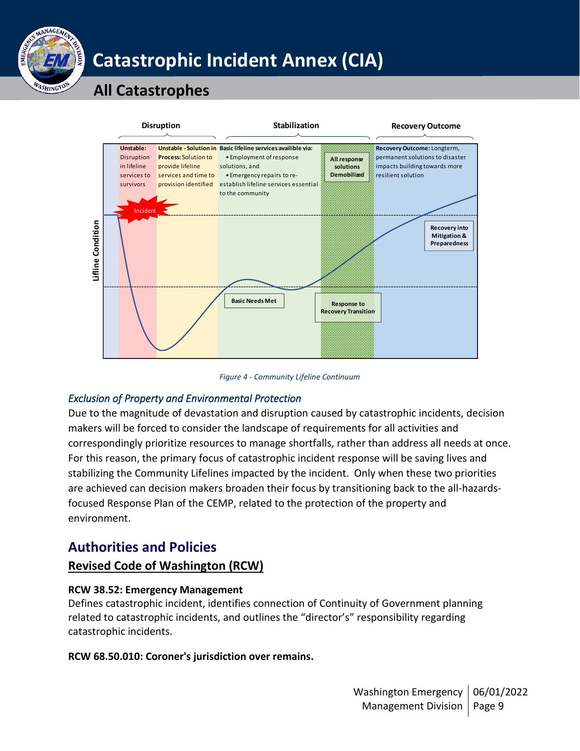Figure 4 - Community Lifeline Continuum

### *Exclusion of Property and Environmental Protection*

Due to the magnitude of devastation and disruption caused by catastrophic incidents, decision makers will be forced to consider the landscape of requirements for all activities and correspondingly prioritize resources to manage shortfalls, rather than address all needs at once. For this reason, the primary focus of catastrophic incident response will be saving lives and stabilizing the Community Lifelines impacted by the incident. Only when these two priorities are achieved can decision makers broaden their focus by transitioning back to the all-hazards-focused Response Plan of the CEMP, related to the protection of the property and environment.

## Authorities and Policies

### Revised Code of Washington (RCW)

**RCW 38.52: Emergency Management**

Defines catastrophic incident, identifies connection of Continuity of Government planning related to catastrophic incidents, and outlines the "director's" responsibility regarding catastrophic incidents.

**RCW 68.50.010: Coroner's jurisdiction over remains.**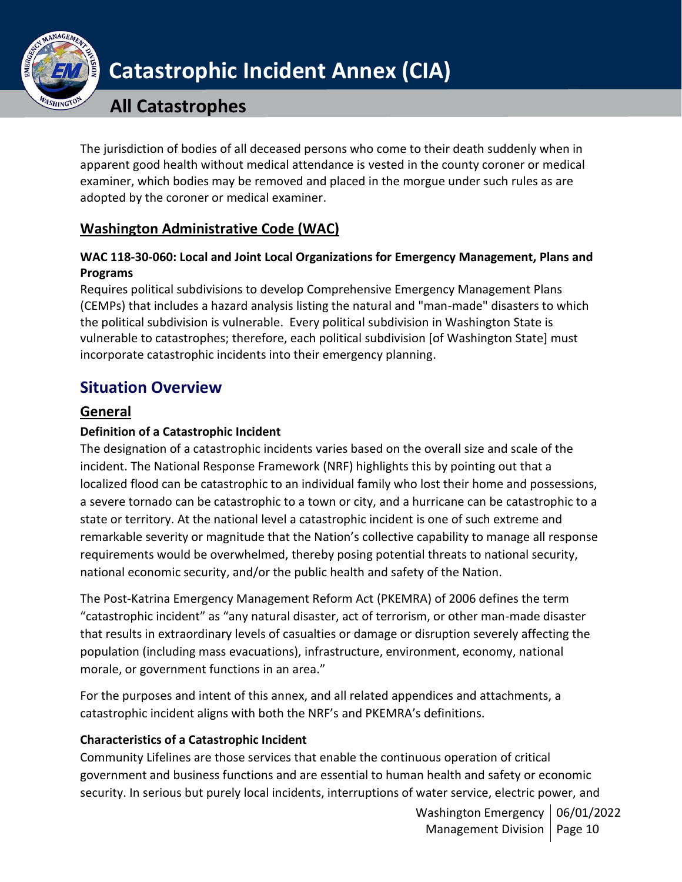The jurisdiction of bodies of all deceased persons who come to their death suddenly when in apparent good health without medical attendance is vested in the county coroner or medical examiner, which bodies may be removed and placed in the morgue under such rules as are adopted by the coroner or medical examiner.

## Washington Administrative Code (WAC)

### WAC 118-30-060: Local and Joint Local Organizations for Emergency Management, Plans and Programs

Requires political subdivisions to develop Comprehensive Emergency Management Plans (CEMPs) that includes a hazard analysis listing the natural and "man-made" disasters to which the political subdivision is vulnerable. Every political subdivision in Washington State is vulnerable to catastrophes; therefore, each political subdivision [of Washington State] must incorporate catastrophic incidents into their emergency planning.

# Situation Overview

## General

### Definition of a Catastrophic Incident

The designation of a catastrophic incidents varies based on the overall size and scale of the incident. The National Response Framework (NRF) highlights this by pointing out that a localized flood can be catastrophic to an individual family who lost their home and possessions, a severe tornado can be catastrophic to a town or city, and a hurricane can be catastrophic to a state or territory. At the national level a catastrophic incident is one of such extreme and remarkable severity or magnitude that the Nation's collective capability to manage all response requirements would be overwhelmed, thereby posing potential threats to national security, national economic security, and/or the public health and safety of the Nation.

The Post-Katrina Emergency Management Reform Act (PKEMRA) of 2006 defines the term "catastrophic incident" as "any natural disaster, act of terrorism, or other man-made disaster that results in extraordinary levels of casualties or damage or disruption severely affecting the population (including mass evacuations), infrastructure, environment, economy, national morale, or government functions in an area."

For the purposes and intent of this annex, and all related appendices and attachments, a catastrophic incident aligns with both the NRF's and PKEMRA's definitions.

### Characteristics of a Catastrophic Incident

Community Lifelines are those services that enable the continuous operation of critical government and business functions and are essential to human health and safety or economic security. In serious but purely local incidents, interruptions of water service, electric power, and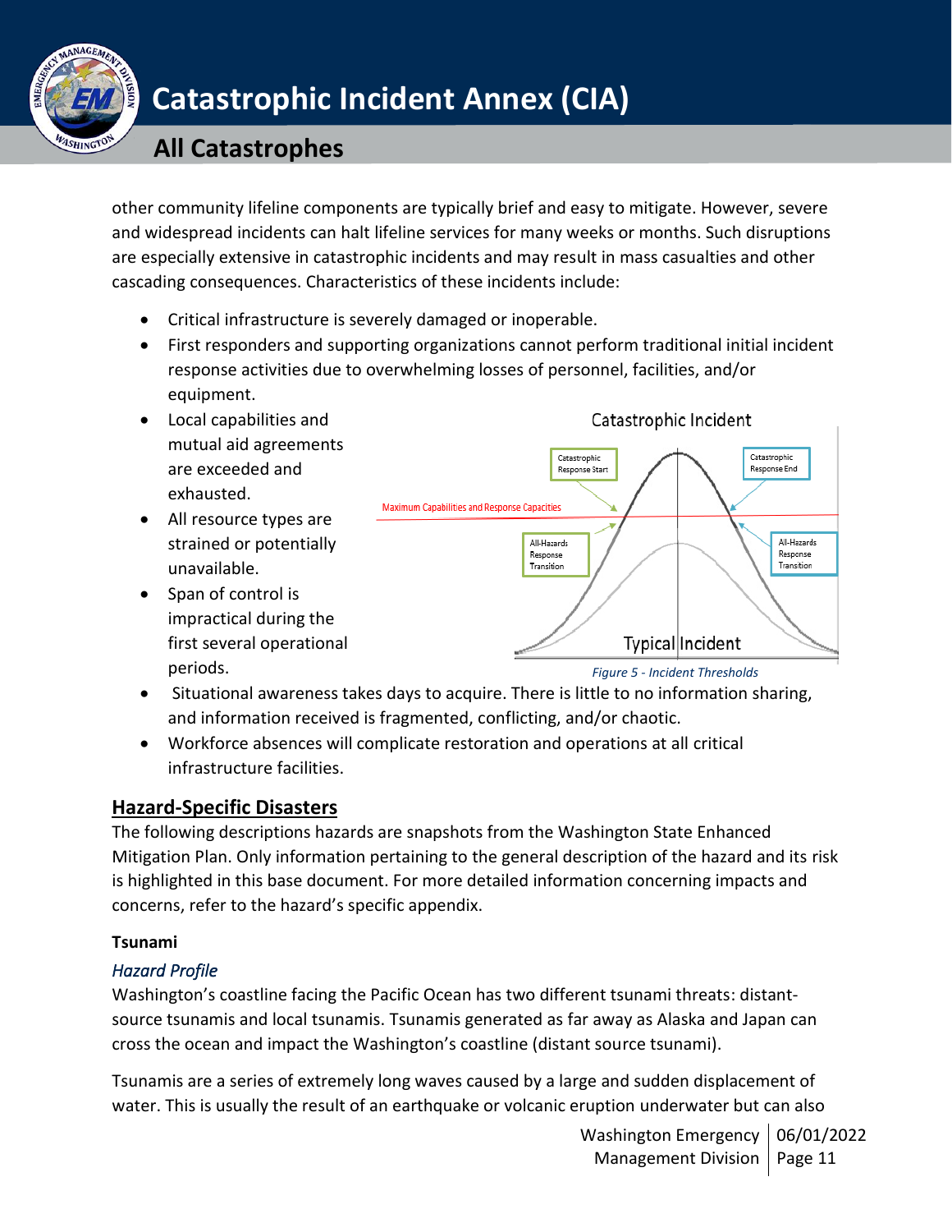other community lifeline components are typically brief and easy to mitigate. However, severe and widespread incidents can halt lifeline services for many weeks or months. Such disruptions are especially extensive in catastrophic incidents and may result in mass casualties and other cascading consequences. Characteristics of these incidents include:

- Critical infrastructure is severely damaged or inoperable.
- First responders and supporting organizations cannot perform traditional initial incident response activities due to overwhelming losses of personnel, facilities, and/or equipment.
- Local capabilities and mutual aid agreements are exceeded and exhausted.
- All resource types are strained or potentially unavailable.
- Span of control is impractical during the first several operational periods.
- Situational awareness takes days to acquire. There is little to no information sharing, and information received is fragmented, conflicting, and/or chaotic.
- Workforce absences will complicate restoration and operations at all critical infrastructure facilities.

*Figure 5 - Incident Thresholds*

## Hazard-Specific Disasters

The following descriptions hazards are snapshots from the Washington State Enhanced Mitigation Plan. Only information pertaining to the general description of the hazard and its risk is highlighted in this base document. For more detailed information concerning impacts and concerns, refer to the hazard's specific appendix.

### Tsunami

#### *Hazard Profile*

Washington's coastline facing the Pacific Ocean has two different tsunami threats: distant-source tsunamis and local tsunamis. Tsunamis generated as far away as Alaska and Japan can cross the ocean and impact the Washington's coastline (distant source tsunami).

Tsunamis are a series of extremely long waves caused by a large and sudden displacement of water. This is usually the result of an earthquake or volcanic eruption underwater but can also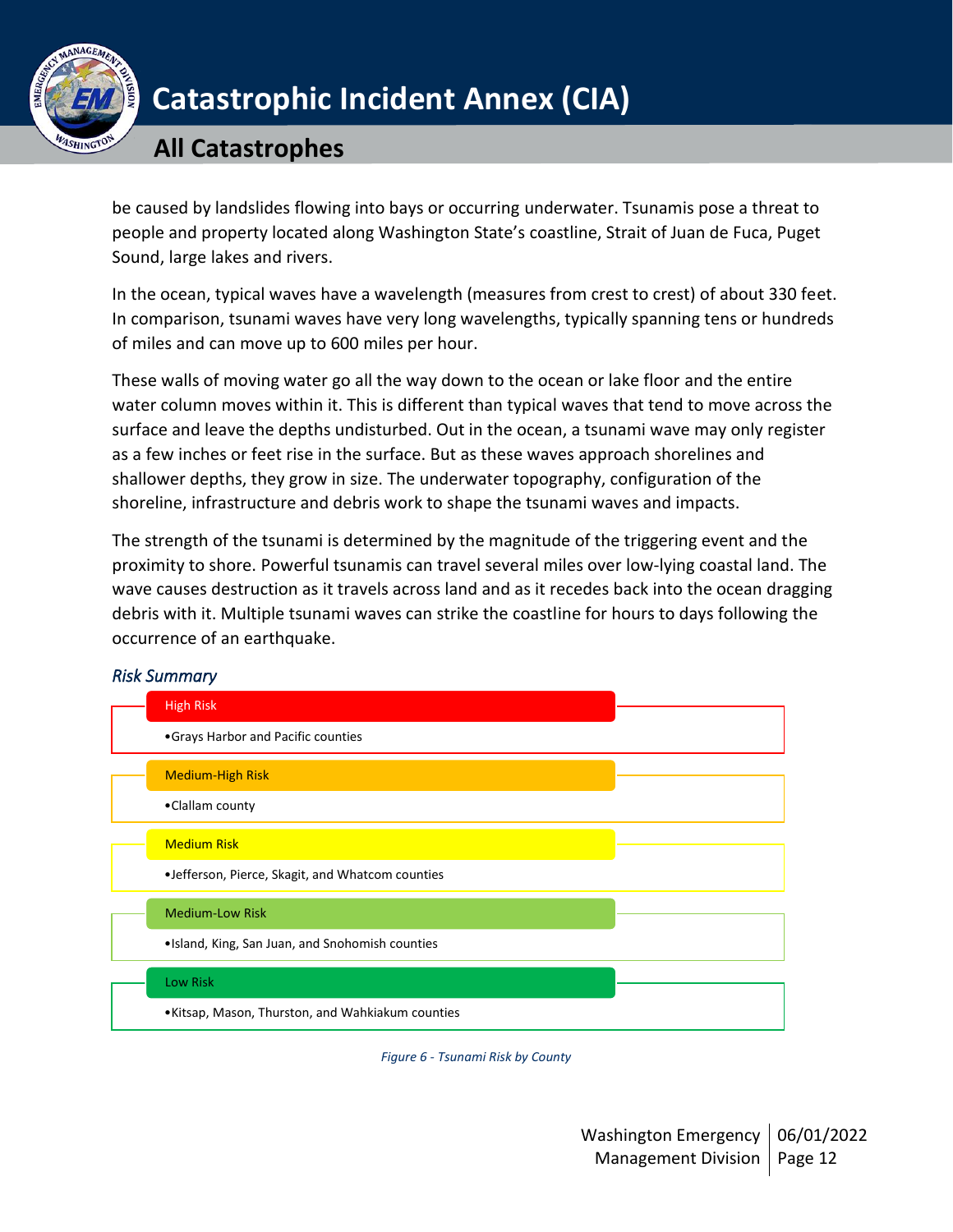be caused by landslides flowing into bays or occurring underwater. Tsunamis pose a threat to people and property located along Washington State's coastline, Strait of Juan de Fuca, Puget Sound, large lakes and rivers.

In the ocean, typical waves have a wavelength (measures from crest to crest) of about 330 feet. In comparison, tsunami waves have very long wavelengths, typically spanning tens or hundreds of miles and can move up to 600 miles per hour.

These walls of moving water go all the way down to the ocean or lake floor and the entire water column moves within it. This is different than typical waves that tend to move across the surface and leave the depths undisturbed. Out in the ocean, a tsunami wave may only register as a few inches or feet rise in the surface. But as these waves approach shorelines and shallower depths, they grow in size. The underwater topography, configuration of the shoreline, infrastructure and debris work to shape the tsunami waves and impacts.

The strength of the tsunami is determined by the magnitude of the triggering event and the proximity to shore. Powerful tsunamis can travel several miles over low-lying coastal land. The wave causes destruction as it travels across land and as it recedes back into the ocean dragging debris with it. Multiple tsunami waves can strike the coastline for hours to days following the occurrence of an earthquake.

*Risk Summary*

**High Risk**
- Grays Harbor and Pacific counties

**Medium-High Risk**
- Clallam county

**Medium Risk**
- Jefferson, Pierce, Skagit, and Whatcom counties

**Medium-Low Risk**
- Island, King, San Juan, and Snohomish counties

**Low Risk**
- Kitsap, Mason, Thurston, and Wahkiakum counties

*Figure 6 - Tsunami Risk by County*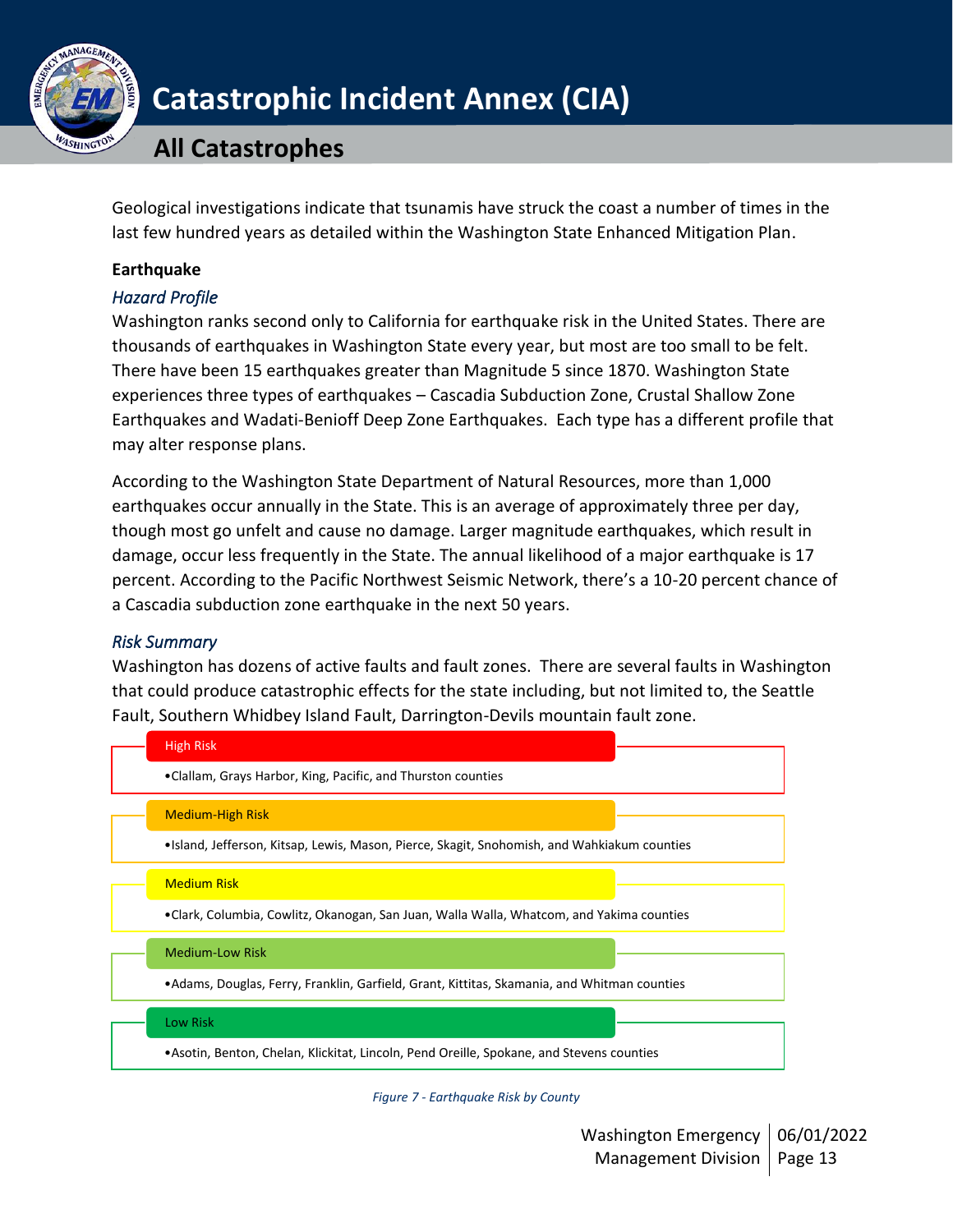Geological investigations indicate that tsunamis have struck the coast a number of times in the last few hundred years as detailed within the Washington State Enhanced Mitigation Plan.

**Earthquake**

*Hazard Profile*

Washington ranks second only to California for earthquake risk in the United States. There are thousands of earthquakes in Washington State every year, but most are too small to be felt. There have been 15 earthquakes greater than Magnitude 5 since 1870. Washington State experiences three types of earthquakes – Cascadia Subduction Zone, Crustal Shallow Zone Earthquakes and Wadati-Benioff Deep Zone Earthquakes. Each type has a different profile that may alter response plans.

According to the Washington State Department of Natural Resources, more than 1,000 earthquakes occur annually in the State. This is an average of approximately three per day, though most go unfelt and cause no damage. Larger magnitude earthquakes, which result in damage, occur less frequently in the State. The annual likelihood of a major earthquake is 17 percent. According to the Pacific Northwest Seismic Network, there's a 10-20 percent chance of a Cascadia subduction zone earthquake in the next 50 years.

*Risk Summary*

Washington has dozens of active faults and fault zones. There are several faults in Washington that could produce catastrophic effects for the state including, but not limited to, the Seattle Fault, Southern Whidbey Island Fault, Darrington-Devils mountain fault zone.

High Risk

- Clallam, Grays Harbor, King, Pacific, and Thurston counties

Medium-High Risk

- Island, Jefferson, Kitsap, Lewis, Mason, Pierce, Skagit, Snohomish, and Wahkiakum counties

Medium Risk

- Clark, Columbia, Cowlitz, Okanogan, San Juan, Walla Walla, Whatcom, and Yakima counties

Medium-Low Risk

- Adams, Douglas, Ferry, Franklin, Garfield, Grant, Kittitas, Skamania, and Whitman counties

Low Risk

- Asotin, Benton, Chelan, Klickitat, Lincoln, Pend Oreille, Spokane, and Stevens counties

*Figure 7 - Earthquake Risk by County*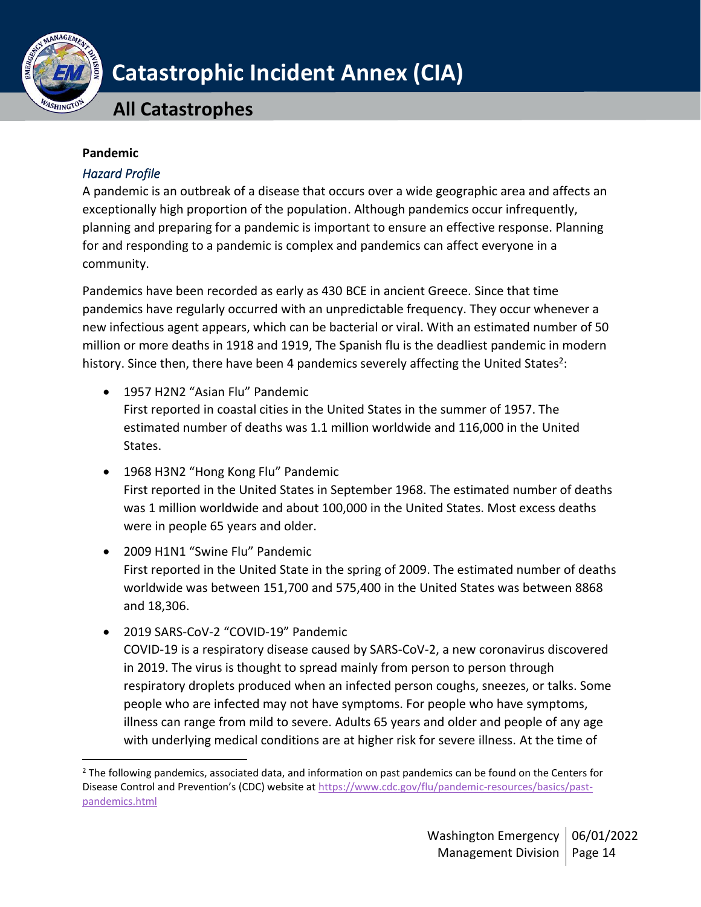**Pandemic**

*Hazard Profile*

A pandemic is an outbreak of a disease that occurs over a wide geographic area and affects an exceptionally high proportion of the population. Although pandemics occur infrequently, planning and preparing for a pandemic is important to ensure an effective response. Planning for and responding to a pandemic is complex and pandemics can affect everyone in a community.

Pandemics have been recorded as early as 430 BCE in ancient Greece. Since that time pandemics have regularly occurred with an unpredictable frequency. They occur whenever a new infectious agent appears, which can be bacterial or viral. With an estimated number of 50 million or more deaths in 1918 and 1919, The Spanish flu is the deadliest pandemic in modern history. Since then, there have been 4 pandemics severely affecting the United States[2]:

- 1957 H2N2 "Asian Flu" Pandemic
  First reported in coastal cities in the United States in the summer of 1957. The estimated number of deaths was 1.1 million worldwide and 116,000 in the United States.
- 1968 H3N2 "Hong Kong Flu" Pandemic
  First reported in the United States in September 1968. The estimated number of deaths was 1 million worldwide and about 100,000 in the United States. Most excess deaths were in people 65 years and older.
- 2009 H1N1 "Swine Flu" Pandemic
  First reported in the United State in the spring of 2009. The estimated number of deaths worldwide was between 151,700 and 575,400 in the United States was between 8868 and 18,306.
- 2019 SARS-CoV-2 "COVID-19" Pandemic
  COVID-19 is a respiratory disease caused by SARS-CoV-2, a new coronavirus discovered in 2019. The virus is thought to spread mainly from person to person through respiratory droplets produced when an infected person coughs, sneezes, or talks. Some people who are infected may not have symptoms. For people who have symptoms, illness can range from mild to severe. Adults 65 years and older and people of any age with underlying medical conditions are at higher risk for severe illness. At the time of

[2] The following pandemics, associated data, and information on past pandemics can be found on the Centers for Disease Control and Prevention's (CDC) website at https://www.cdc.gov/flu/pandemic-resources/basics/past-pandemics.html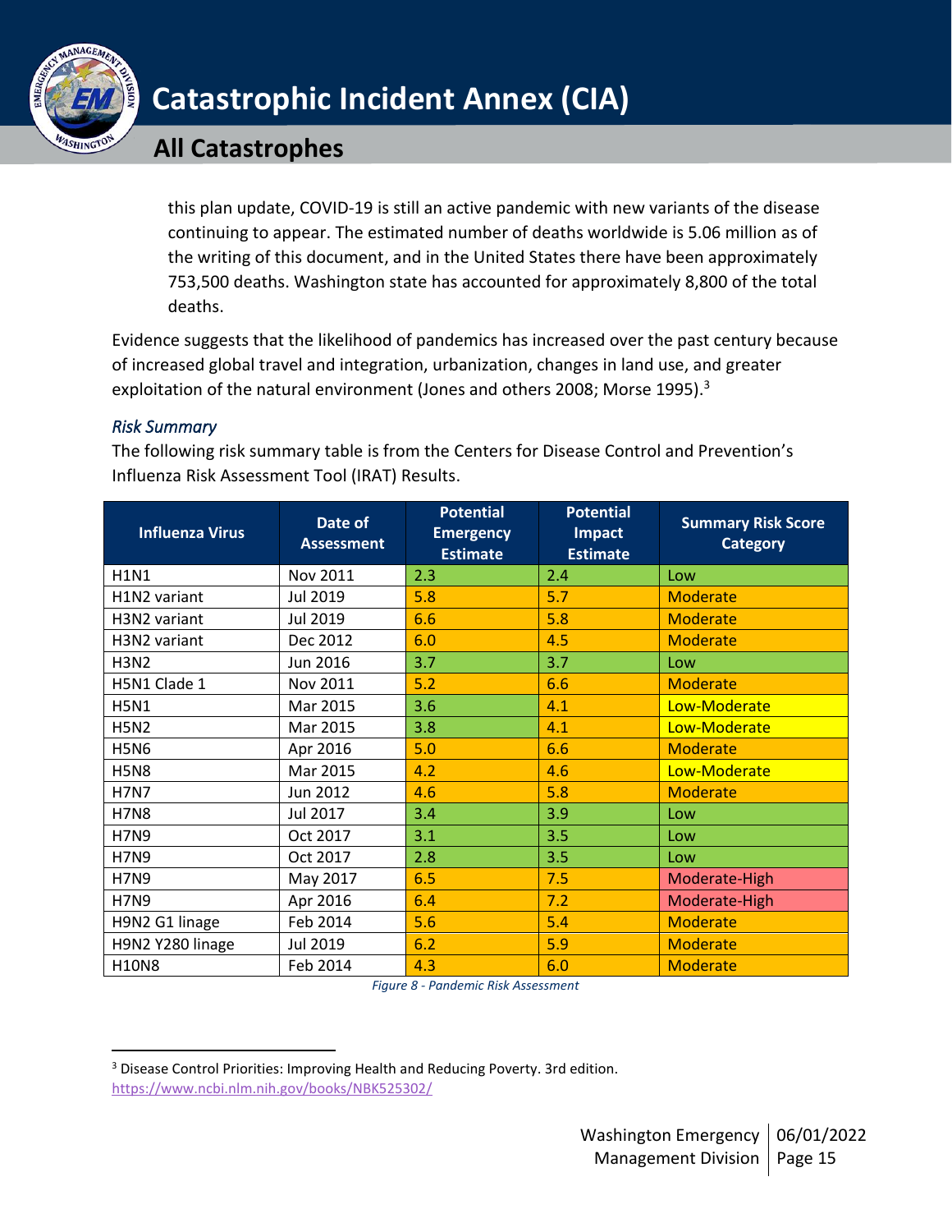this plan update, COVID-19 is still an active pandemic with new variants of the disease continuing to appear. The estimated number of deaths worldwide is 5.06 million as of the writing of this document, and in the United States there have been approximately 753,500 deaths. Washington state has accounted for approximately 8,800 of the total deaths.

Evidence suggests that the likelihood of pandemics has increased over the past century because of increased global travel and integration, urbanization, changes in land use, and greater exploitation of the natural environment (Jones and others 2008; Morse 1995).[3]

### *Risk Summary*

The following risk summary table is from the Centers for Disease Control and Prevention's Influenza Risk Assessment Tool (IRAT) Results.

| Influenza Virus | Date of Assessment | Potential Emergency Estimate | Potential Impact Estimate | Summary Risk Score Category |
|---|---|---|---|---|
| H1N1 | Nov 2011 | 2.3 | 2.4 | Low |
| H1N2 variant | Jul 2019 | 5.8 | 5.7 | Moderate |
| H3N2 variant | Jul 2019 | 6.6 | 5.8 | Moderate |
| H3N2 variant | Dec 2012 | 6.0 | 4.5 | Moderate |
| H3N2 | Jun 2016 | 3.7 | 3.7 | Low |
| H5N1 Clade 1 | Nov 2011 | 5.2 | 6.6 | Moderate |
| H5N1 | Mar 2015 | 3.6 | 4.1 | Low-Moderate |
| H5N2 | Mar 2015 | 3.8 | 4.1 | Low-Moderate |
| H5N6 | Apr 2016 | 5.0 | 6.6 | Moderate |
| H5N8 | Mar 2015 | 4.2 | 4.6 | Low-Moderate |
| H7N7 | Jun 2012 | 4.6 | 5.8 | Moderate |
| H7N8 | Jul 2017 | 3.4 | 3.9 | Low |
| H7N9 | Oct 2017 | 3.1 | 3.5 | Low |
| H7N9 | Oct 2017 | 2.8 | 3.5 | Low |
| H7N9 | May 2017 | 6.5 | 7.5 | Moderate-High |
| H7N9 | Apr 2016 | 6.4 | 7.2 | Moderate-High |
| H9N2 G1 linage | Feb 2014 | 5.6 | 5.4 | Moderate |
| H9N2 Y280 linage | Jul 2019 | 6.2 | 5.9 | Moderate |
| H10N8 | Feb 2014 | 4.3 | 6.0 | Moderate |

*Figure 8 - Pandemic Risk Assessment*

[3] Disease Control Priorities: Improving Health and Reducing Poverty. 3rd edition. https://www.ncbi.nlm.nih.gov/books/NBK525302/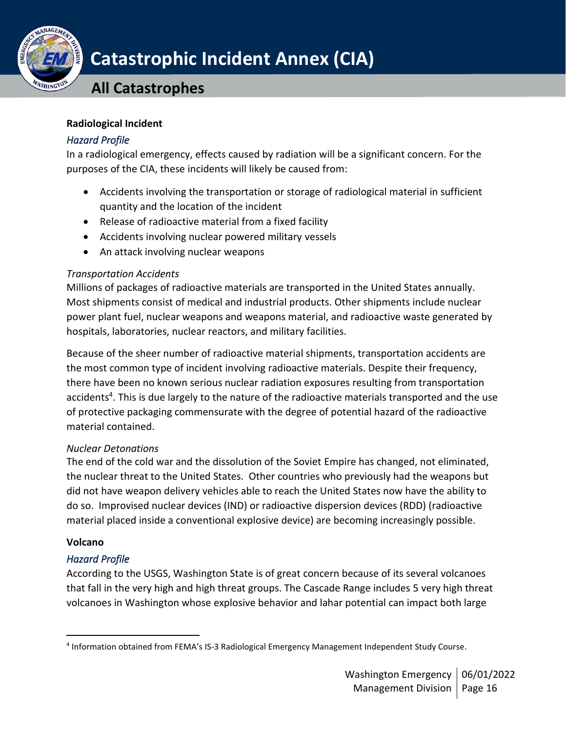**Radiological Incident**

*Hazard Profile*

In a radiological emergency, effects caused by radiation will be a significant concern. For the purposes of the CIA, these incidents will likely be caused from:

- Accidents involving the transportation or storage of radiological material in sufficient quantity and the location of the incident
- Release of radioactive material from a fixed facility
- Accidents involving nuclear powered military vessels
- An attack involving nuclear weapons

*Transportation Accidents*

Millions of packages of radioactive materials are transported in the United States annually. Most shipments consist of medical and industrial products. Other shipments include nuclear power plant fuel, nuclear weapons and weapons material, and radioactive waste generated by hospitals, laboratories, nuclear reactors, and military facilities.

Because of the sheer number of radioactive material shipments, transportation accidents are the most common type of incident involving radioactive materials. Despite their frequency, there have been no known serious nuclear radiation exposures resulting from transportation accidents[4]. This is due largely to the nature of the radioactive materials transported and the use of protective packaging commensurate with the degree of potential hazard of the radioactive material contained.

*Nuclear Detonations*

The end of the cold war and the dissolution of the Soviet Empire has changed, not eliminated, the nuclear threat to the United States. Other countries who previously had the weapons but did not have weapon delivery vehicles able to reach the United States now have the ability to do so. Improvised nuclear devices (IND) or radioactive dispersion devices (RDD) (radioactive material placed inside a conventional explosive device) are becoming increasingly possible.

**Volcano**

*Hazard Profile*

According to the USGS, Washington State is of great concern because of its several volcanoes that fall in the very high and high threat groups. The Cascade Range includes 5 very high threat volcanoes in Washington whose explosive behavior and lahar potential can impact both large

[4] Information obtained from FEMA's IS-3 Radiological Emergency Management Independent Study Course.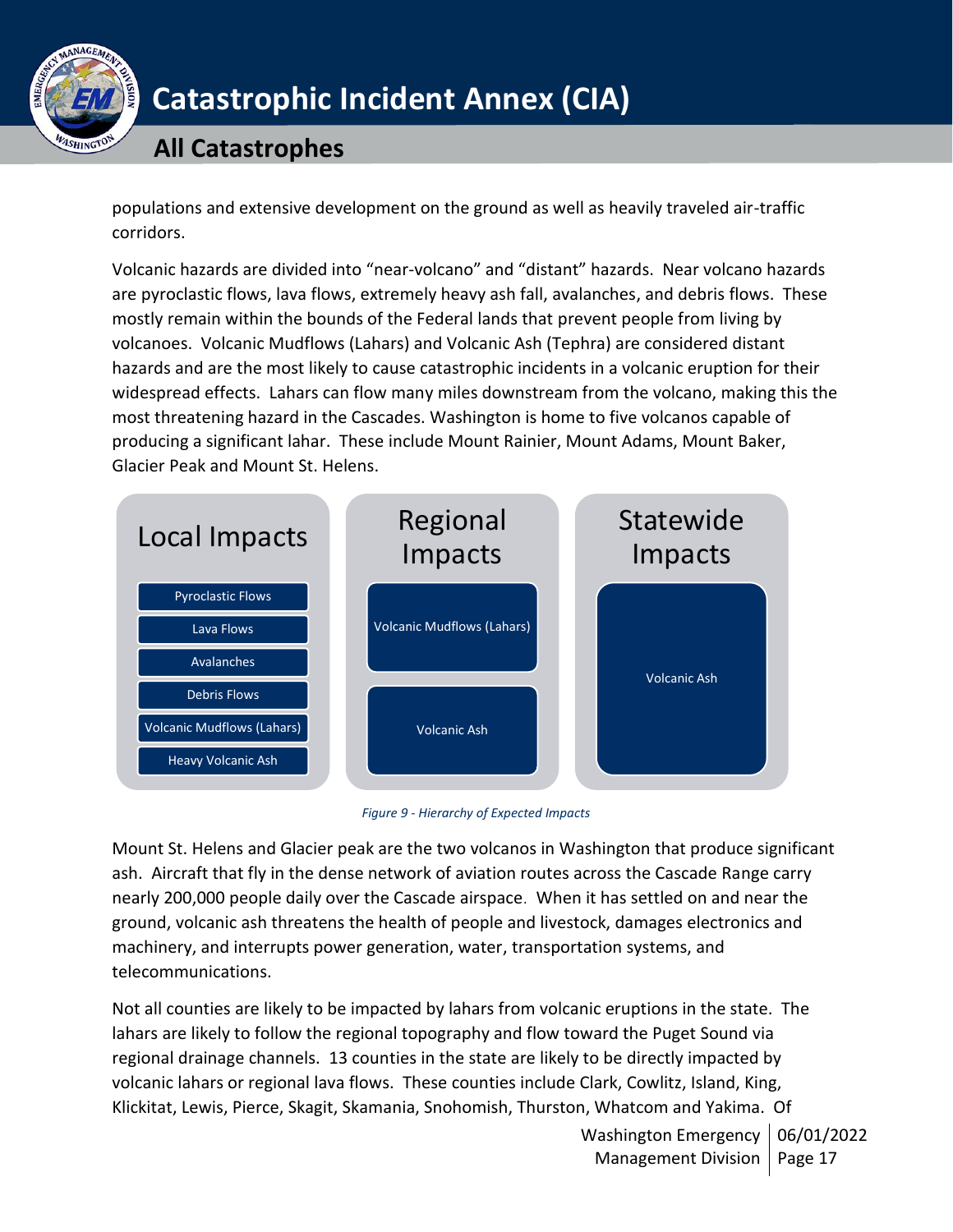populations and extensive development on the ground as well as heavily traveled air-traffic corridors.

Volcanic hazards are divided into "near-volcano" and "distant" hazards. Near volcano hazards are pyroclastic flows, lava flows, extremely heavy ash fall, avalanches, and debris flows. These mostly remain within the bounds of the Federal lands that prevent people from living by volcanoes. Volcanic Mudflows (Lahars) and Volcanic Ash (Tephra) are considered distant hazards and are the most likely to cause catastrophic incidents in a volcanic eruption for their widespread effects. Lahars can flow many miles downstream from the volcano, making this the most threatening hazard in the Cascades. Washington is home to five volcanos capable of producing a significant lahar. These include Mount Rainier, Mount Adams, Mount Baker, Glacier Peak and Mount St. Helens.

| Local Impacts | Regional Impacts | Statewide Impacts |
| --- | --- | --- |
| Pyroclastic Flows | Volcanic Mudflows (Lahars) | Volcanic Ash |
| Lava Flows | Volcanic Ash | |
| Avalanches | | |
| Debris Flows | | |
| Volcanic Mudflows (Lahars) | | |
| Heavy Volcanic Ash | | |

*Figure 9 - Hierarchy of Expected Impacts*

Mount St. Helens and Glacier peak are the two volcanos in Washington that produce significant ash. Aircraft that fly in the dense network of aviation routes across the Cascade Range carry nearly 200,000 people daily over the Cascade airspace. When it has settled on and near the ground, volcanic ash threatens the health of people and livestock, damages electronics and machinery, and interrupts power generation, water, transportation systems, and telecommunications.

Not all counties are likely to be impacted by lahars from volcanic eruptions in the state. The lahars are likely to follow the regional topography and flow toward the Puget Sound via regional drainage channels. 13 counties in the state are likely to be directly impacted by volcanic lahars or regional lava flows. These counties include Clark, Cowlitz, Island, King, Klickitat, Lewis, Pierce, Skagit, Skamania, Snohomish, Thurston, Whatcom and Yakima. Of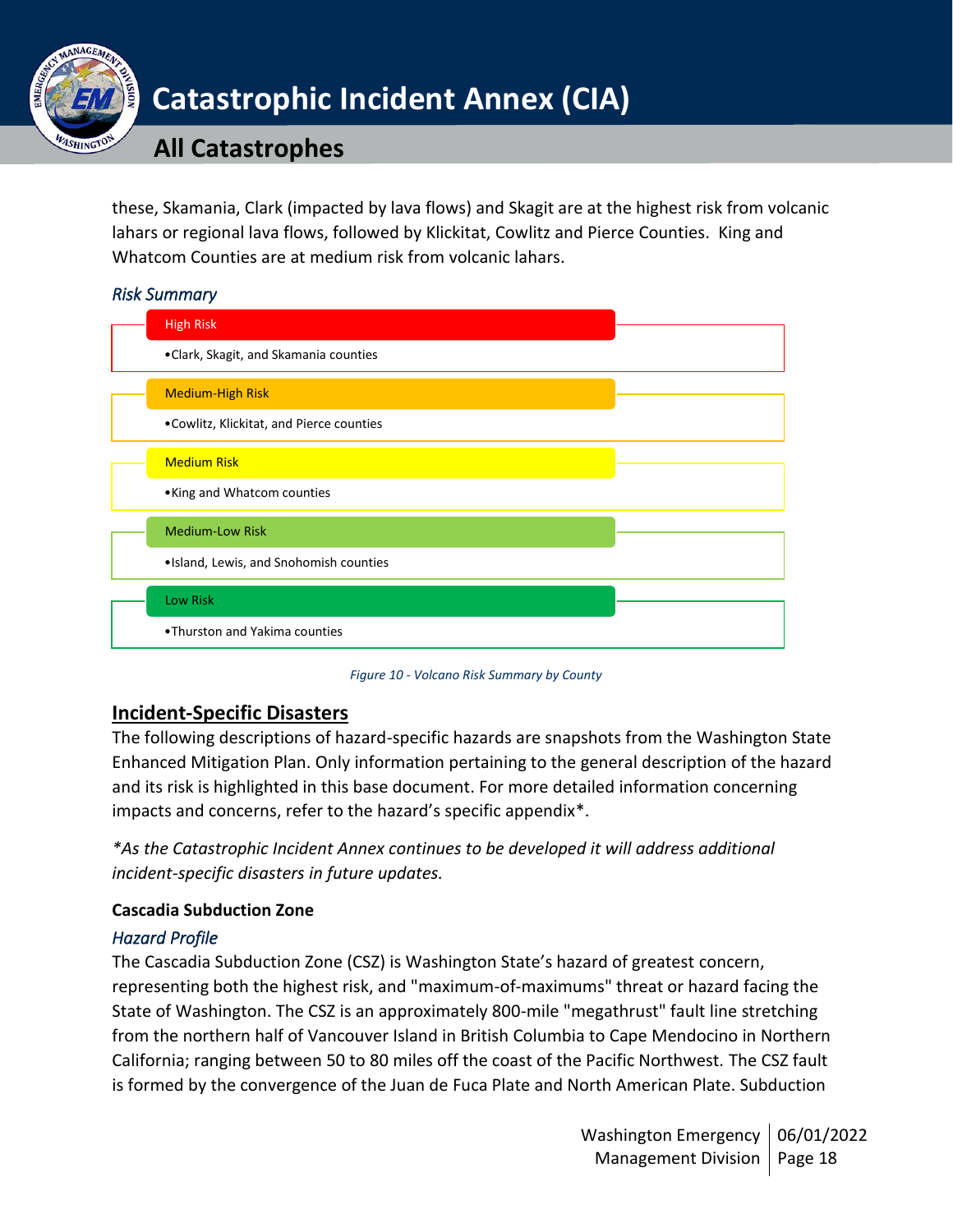these, Skamania, Clark (impacted by lava flows) and Skagit are at the highest risk from volcanic lahars or regional lava flows, followed by Klickitat, Cowlitz and Pierce Counties. King and Whatcom Counties are at medium risk from volcanic lahars.

*Risk Summary*

**High Risk**

- Clark, Skagit, and Skamania counties

**Medium-High Risk**

- Cowlitz, Klickitat, and Pierce counties

**Medium Risk**

- King and Whatcom counties

**Medium-Low Risk**

- Island, Lewis, and Snohomish counties

**Low Risk**

- Thurston and Yakima counties

*Figure 10 - Volcano Risk Summary by County*

## Incident-Specific Disasters

The following descriptions of hazard-specific hazards are snapshots from the Washington State Enhanced Mitigation Plan. Only information pertaining to the general description of the hazard and its risk is highlighted in this base document. For more detailed information concerning impacts and concerns, refer to the hazard's specific appendix*.

**As the Catastrophic Incident Annex continues to be developed it will address additional incident-specific disasters in future updates.*

### Cascadia Subduction Zone

*Hazard Profile*

The Cascadia Subduction Zone (CSZ) is Washington State's hazard of greatest concern, representing both the highest risk, and "maximum-of-maximums" threat or hazard facing the State of Washington. The CSZ is an approximately 800-mile "megathrust" fault line stretching from the northern half of Vancouver Island in British Columbia to Cape Mendocino in Northern California; ranging between 50 to 80 miles off the coast of the Pacific Northwest. The CSZ fault is formed by the convergence of the Juan de Fuca Plate and North American Plate. Subduction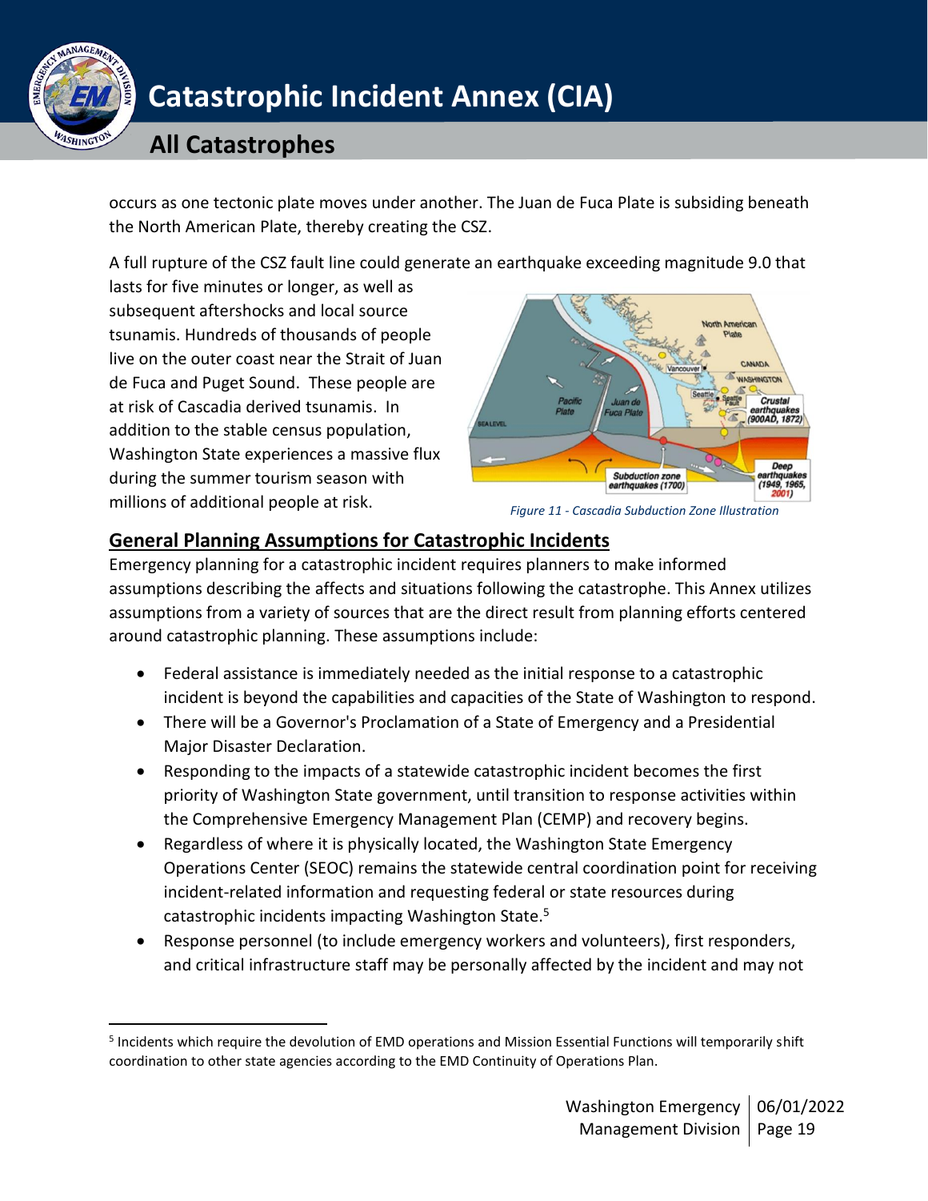occurs as one tectonic plate moves under another. The Juan de Fuca Plate is subsiding beneath the North American Plate, thereby creating the CSZ.

A full rupture of the CSZ fault line could generate an earthquake exceeding magnitude 9.0 that lasts for five minutes or longer, as well as subsequent aftershocks and local source tsunamis. Hundreds of thousands of people live on the outer coast near the Strait of Juan de Fuca and Puget Sound. These people are at risk of Cascadia derived tsunamis. In addition to the stable census population, Washington State experiences a massive flux during the summer tourism season with millions of additional people at risk.

*Figure 11 - Cascadia Subduction Zone Illustration*

## General Planning Assumptions for Catastrophic Incidents

Emergency planning for a catastrophic incident requires planners to make informed assumptions describing the affects and situations following the catastrophe. This Annex utilizes assumptions from a variety of sources that are the direct result from planning efforts centered around catastrophic planning. These assumptions include:

- Federal assistance is immediately needed as the initial response to a catastrophic incident is beyond the capabilities and capacities of the State of Washington to respond.
- There will be a Governor's Proclamation of a State of Emergency and a Presidential Major Disaster Declaration.
- Responding to the impacts of a statewide catastrophic incident becomes the first priority of Washington State government, until transition to response activities within the Comprehensive Emergency Management Plan (CEMP) and recovery begins.
- Regardless of where it is physically located, the Washington State Emergency Operations Center (SEOC) remains the statewide central coordination point for receiving incident-related information and requesting federal or state resources during catastrophic incidents impacting Washington State.[5]
- Response personnel (to include emergency workers and volunteers), first responders, and critical infrastructure staff may be personally affected by the incident and may not

[5] Incidents which require the devolution of EMD operations and Mission Essential Functions will temporarily shift coordination to other state agencies according to the EMD Continuity of Operations Plan.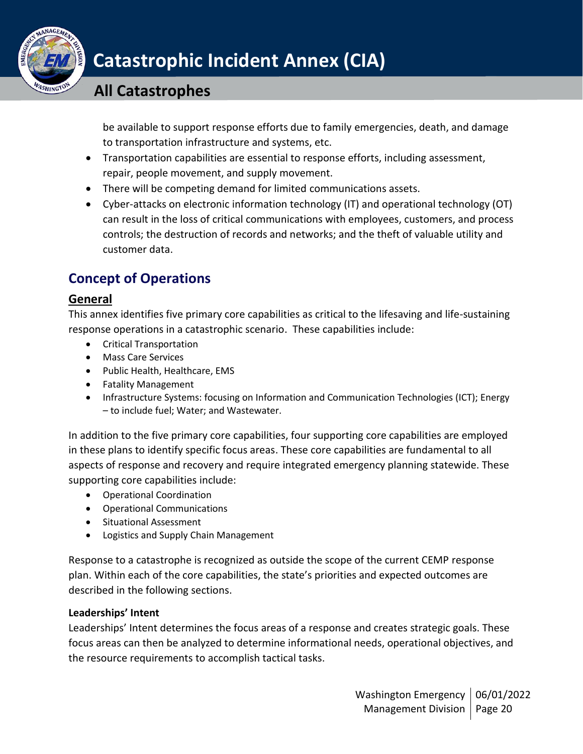be available to support response efforts due to family emergencies, death, and damage to transportation infrastructure and systems, etc.

- Transportation capabilities are essential to response efforts, including assessment, repair, people movement, and supply movement.
- There will be competing demand for limited communications assets.
- Cyber-attacks on electronic information technology (IT) and operational technology (OT) can result in the loss of critical communications with employees, customers, and process controls; the destruction of records and networks; and the theft of valuable utility and customer data.

## Concept of Operations

### General

This annex identifies five primary core capabilities as critical to the lifesaving and life-sustaining response operations in a catastrophic scenario. These capabilities include:

- Critical Transportation
- Mass Care Services
- Public Health, Healthcare, EMS
- Fatality Management
- Infrastructure Systems: focusing on Information and Communication Technologies (ICT); Energy – to include fuel; Water; and Wastewater.

In addition to the five primary core capabilities, four supporting core capabilities are employed in these plans to identify specific focus areas. These core capabilities are fundamental to all aspects of response and recovery and require integrated emergency planning statewide. These supporting core capabilities include:

- Operational Coordination
- Operational Communications
- Situational Assessment
- Logistics and Supply Chain Management

Response to a catastrophe is recognized as outside the scope of the current CEMP response plan. Within each of the core capabilities, the state's priorities and expected outcomes are described in the following sections.

**Leaderships' Intent**

Leaderships' Intent determines the focus areas of a response and creates strategic goals. These focus areas can then be analyzed to determine informational needs, operational objectives, and the resource requirements to accomplish tactical tasks.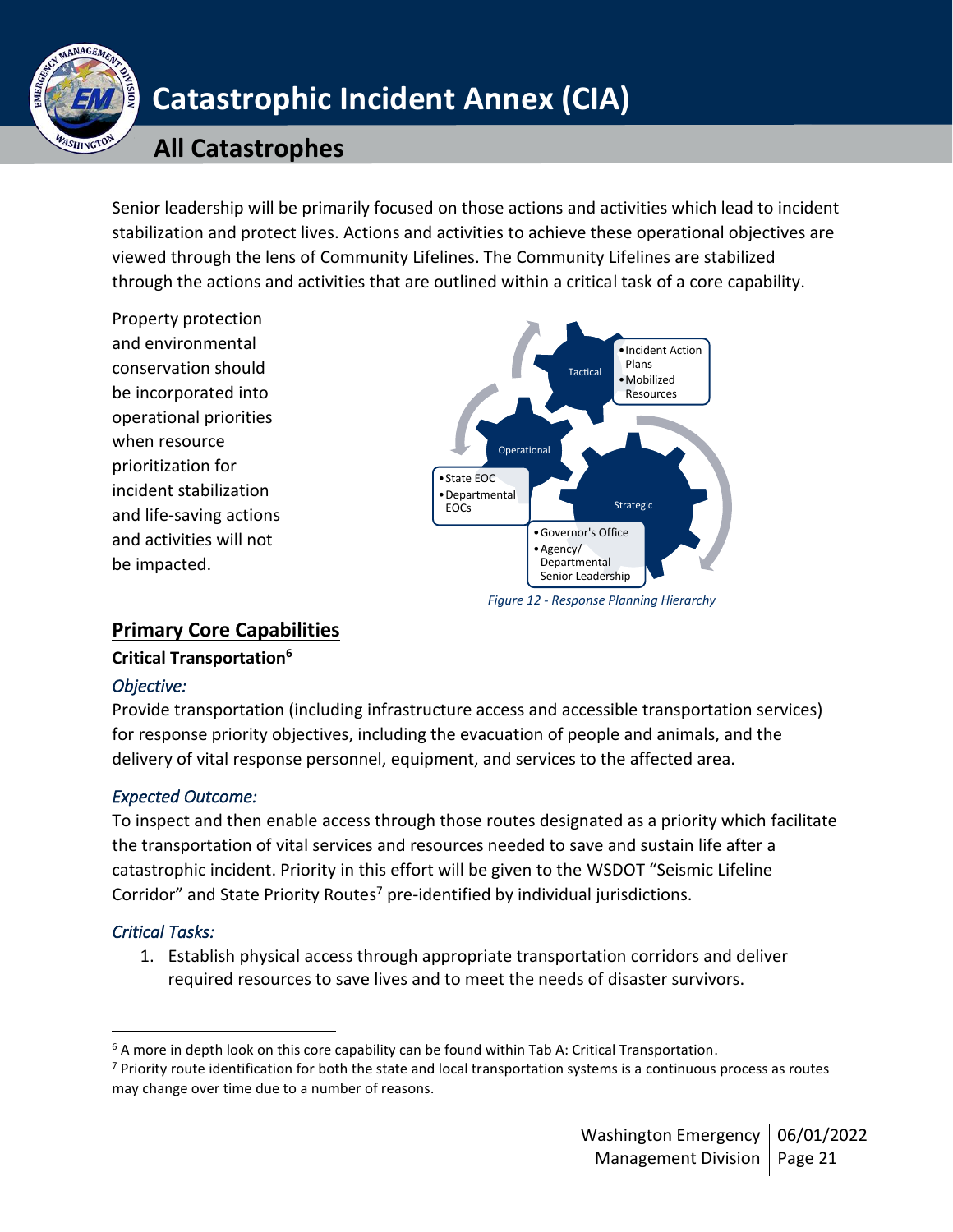Senior leadership will be primarily focused on those actions and activities which lead to incident stabilization and protect lives. Actions and activities to achieve these operational objectives are viewed through the lens of Community Lifelines. The Community Lifelines are stabilized through the actions and activities that are outlined within a critical task of a core capability.

Property protection and environmental conservation should be incorporated into operational priorities when resource prioritization for incident stabilization and life-saving actions and activities will not be impacted.

Tactical
- Incident Action Plans
- Mobilized Resources

Operational
- State EOC
- Departmental EOCs

Strategic
- Governor's Office
- Agency/ Departmental Senior Leadership

*Figure 12 - Response Planning Hierarchy*

## Primary Core Capabilities

### Critical Transportation[6]

*Objective:*

Provide transportation (including infrastructure access and accessible transportation services) for response priority objectives, including the evacuation of people and animals, and the delivery of vital response personnel, equipment, and services to the affected area.

*Expected Outcome:*

To inspect and then enable access through those routes designated as a priority which facilitate the transportation of vital services and resources needed to save and sustain life after a catastrophic incident. Priority in this effort will be given to the WSDOT "Seismic Lifeline Corridor" and State Priority Routes[7] pre-identified by individual jurisdictions.

*Critical Tasks:*

1. Establish physical access through appropriate transportation corridors and deliver required resources to save lives and to meet the needs of disaster survivors.

[6] A more in depth look on this core capability can be found within Tab A: Critical Transportation.

[7] Priority route identification for both the state and local transportation systems is a continuous process as routes may change over time due to a number of reasons.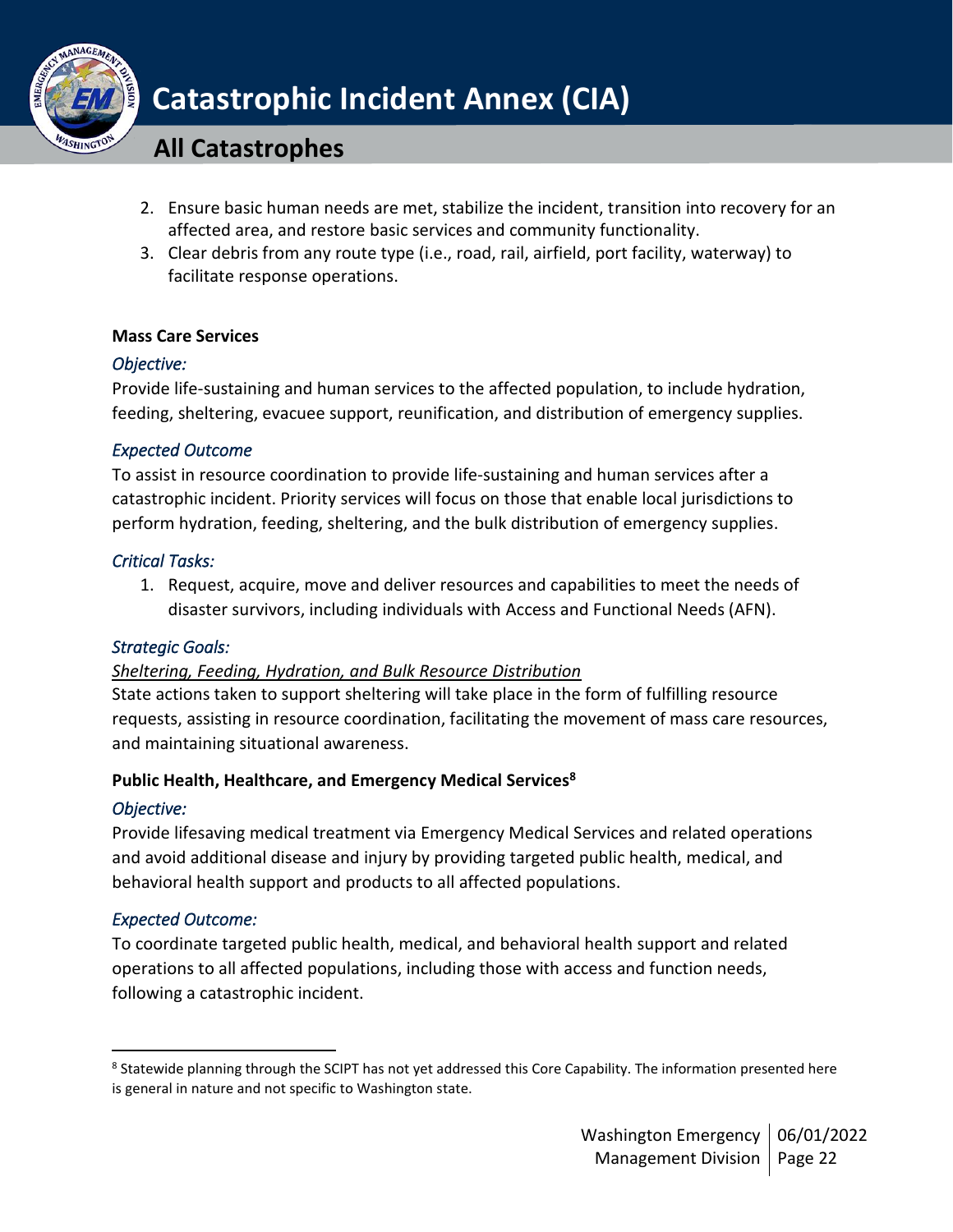2. Ensure basic human needs are met, stabilize the incident, transition into recovery for an affected area, and restore basic services and community functionality.
3. Clear debris from any route type (i.e., road, rail, airfield, port facility, waterway) to facilitate response operations.

**Mass Care Services**

*Objective:*

Provide life-sustaining and human services to the affected population, to include hydration, feeding, sheltering, evacuee support, reunification, and distribution of emergency supplies.

*Expected Outcome*

To assist in resource coordination to provide life-sustaining and human services after a catastrophic incident. Priority services will focus on those that enable local jurisdictions to perform hydration, feeding, sheltering, and the bulk distribution of emergency supplies.

*Critical Tasks:*

1. Request, acquire, move and deliver resources and capabilities to meet the needs of disaster survivors, including individuals with Access and Functional Needs (AFN).

*Strategic Goals:*

*Sheltering, Feeding, Hydration, and Bulk Resource Distribution*

State actions taken to support sheltering will take place in the form of fulfilling resource requests, assisting in resource coordination, facilitating the movement of mass care resources, and maintaining situational awareness.

**Public Health, Healthcare, and Emergency Medical Services[8]**

*Objective:*

Provide lifesaving medical treatment via Emergency Medical Services and related operations and avoid additional disease and injury by providing targeted public health, medical, and behavioral health support and products to all affected populations.

*Expected Outcome:*

To coordinate targeted public health, medical, and behavioral health support and related operations to all affected populations, including those with access and function needs, following a catastrophic incident.

---

[8] Statewide planning through the SCIPT has not yet addressed this Core Capability. The information presented here is general in nature and not specific to Washington state.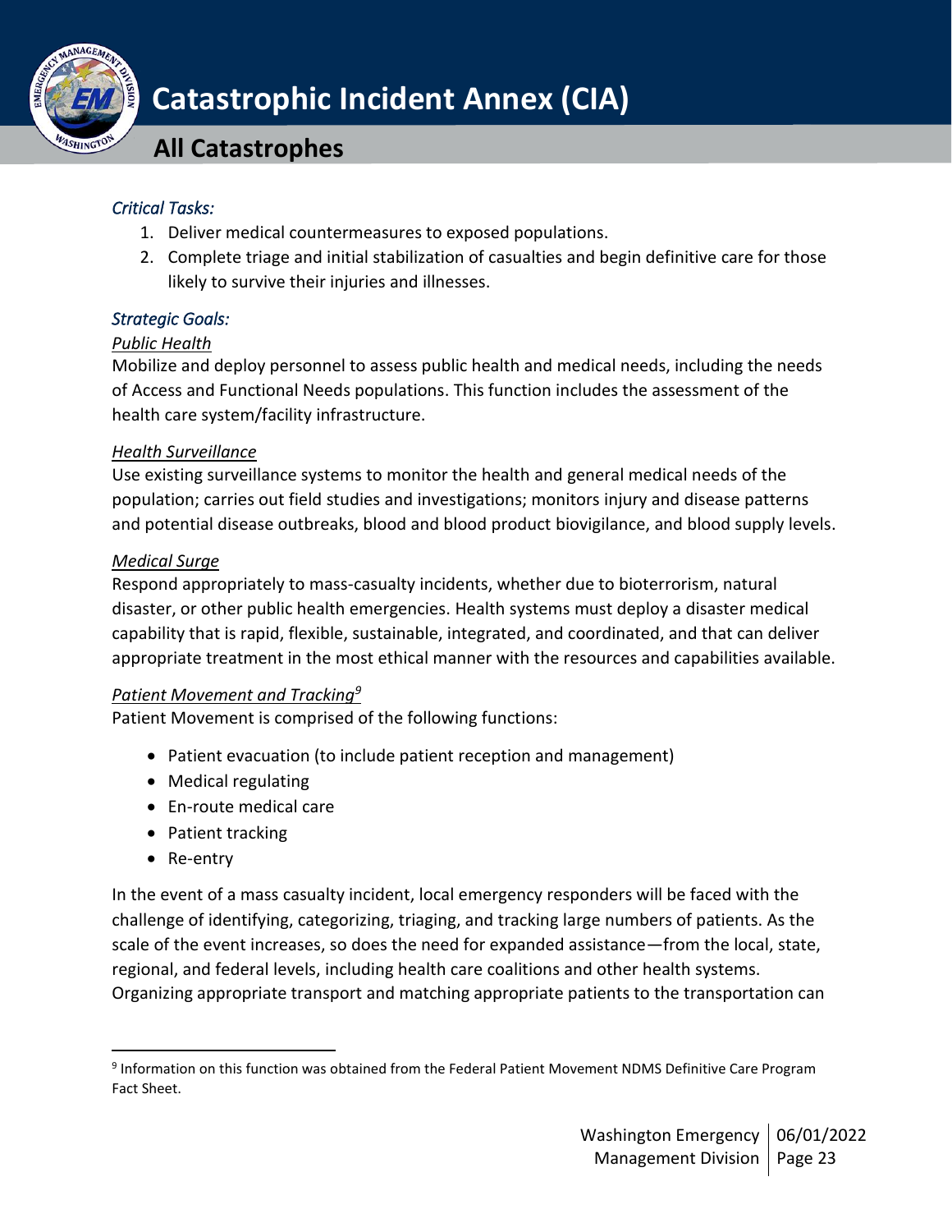*Critical Tasks:*

1. Deliver medical countermeasures to exposed populations.
2. Complete triage and initial stabilization of casualties and begin definitive care for those likely to survive their injuries and illnesses.

*Strategic Goals:*

*Public Health*

Mobilize and deploy personnel to assess public health and medical needs, including the needs of Access and Functional Needs populations. This function includes the assessment of the health care system/facility infrastructure.

*Health Surveillance*

Use existing surveillance systems to monitor the health and general medical needs of the population; carries out field studies and investigations; monitors injury and disease patterns and potential disease outbreaks, blood and blood product biovigilance, and blood supply levels.

*Medical Surge*

Respond appropriately to mass-casualty incidents, whether due to bioterrorism, natural disaster, or other public health emergencies. Health systems must deploy a disaster medical capability that is rapid, flexible, sustainable, integrated, and coordinated, and that can deliver appropriate treatment in the most ethical manner with the resources and capabilities available.

*Patient Movement and Tracking*[9]

Patient Movement is comprised of the following functions:

- Patient evacuation (to include patient reception and management)
- Medical regulating
- En-route medical care
- Patient tracking
- Re-entry

In the event of a mass casualty incident, local emergency responders will be faced with the challenge of identifying, categorizing, triaging, and tracking large numbers of patients. As the scale of the event increases, so does the need for expanded assistance—from the local, state, regional, and federal levels, including health care coalitions and other health systems. Organizing appropriate transport and matching appropriate patients to the transportation can

[9] Information on this function was obtained from the Federal Patient Movement NDMS Definitive Care Program Fact Sheet.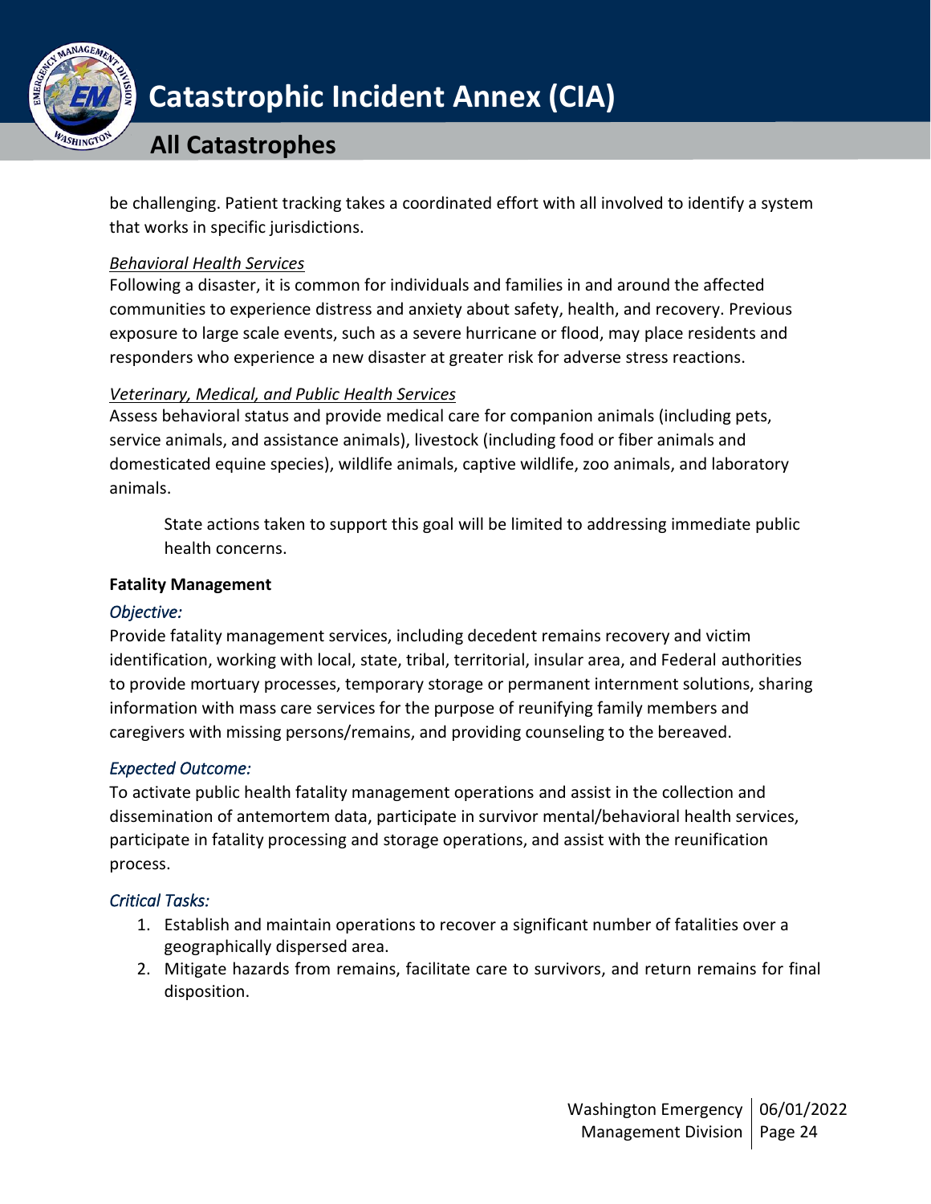be challenging. Patient tracking takes a coordinated effort with all involved to identify a system that works in specific jurisdictions.

*Behavioral Health Services*

Following a disaster, it is common for individuals and families in and around the affected communities to experience distress and anxiety about safety, health, and recovery. Previous exposure to large scale events, such as a severe hurricane or flood, may place residents and responders who experience a new disaster at greater risk for adverse stress reactions.

*Veterinary, Medical, and Public Health Services*

Assess behavioral status and provide medical care for companion animals (including pets, service animals, and assistance animals), livestock (including food or fiber animals and domesticated equine species), wildlife animals, captive wildlife, zoo animals, and laboratory animals.

> State actions taken to support this goal will be limited to addressing immediate public health concerns.

**Fatality Management**

*Objective:*

Provide fatality management services, including decedent remains recovery and victim identification, working with local, state, tribal, territorial, insular area, and Federal authorities to provide mortuary processes, temporary storage or permanent internment solutions, sharing information with mass care services for the purpose of reunifying family members and caregivers with missing persons/remains, and providing counseling to the bereaved.

*Expected Outcome:*

To activate public health fatality management operations and assist in the collection and dissemination of antemortem data, participate in survivor mental/behavioral health services, participate in fatality processing and storage operations, and assist with the reunification process.

*Critical Tasks:*

1. Establish and maintain operations to recover a significant number of fatalities over a geographically dispersed area.
2. Mitigate hazards from remains, facilitate care to survivors, and return remains for final disposition.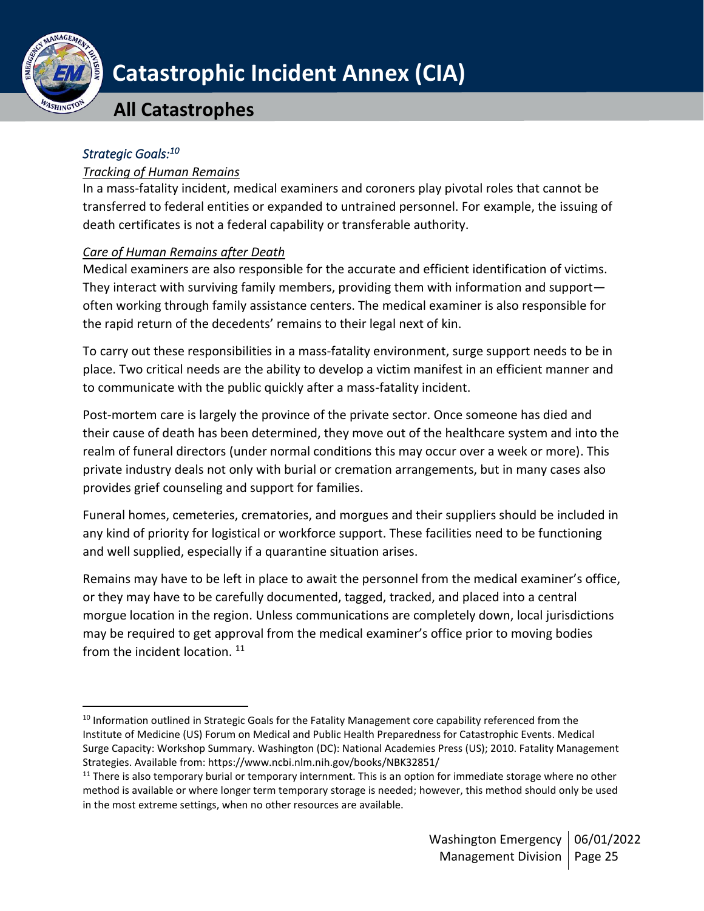*Strategic Goals:*[10]

*Tracking of Human Remains*

In a mass-fatality incident, medical examiners and coroners play pivotal roles that cannot be transferred to federal entities or expanded to untrained personnel. For example, the issuing of death certificates is not a federal capability or transferable authority.

*Care of Human Remains after Death*

Medical examiners are also responsible for the accurate and efficient identification of victims. They interact with surviving family members, providing them with information and support—often working through family assistance centers. The medical examiner is also responsible for the rapid return of the decedents' remains to their legal next of kin.

To carry out these responsibilities in a mass-fatality environment, surge support needs to be in place. Two critical needs are the ability to develop a victim manifest in an efficient manner and to communicate with the public quickly after a mass-fatality incident.

Post-mortem care is largely the province of the private sector. Once someone has died and their cause of death has been determined, they move out of the healthcare system and into the realm of funeral directors (under normal conditions this may occur over a week or more). This private industry deals not only with burial or cremation arrangements, but in many cases also provides grief counseling and support for families.

Funeral homes, cemeteries, crematories, and morgues and their suppliers should be included in any kind of priority for logistical or workforce support. These facilities need to be functioning and well supplied, especially if a quarantine situation arises.

Remains may have to be left in place to await the personnel from the medical examiner's office, or they may have to be carefully documented, tagged, tracked, and placed into a central morgue location in the region. Unless communications are completely down, local jurisdictions may be required to get approval from the medical examiner's office prior to moving bodies from the incident location. [11]

---

[10] Information outlined in Strategic Goals for the Fatality Management core capability referenced from the Institute of Medicine (US) Forum on Medical and Public Health Preparedness for Catastrophic Events. Medical Surge Capacity: Workshop Summary. Washington (DC): National Academies Press (US); 2010. Fatality Management Strategies. Available from: https://www.ncbi.nlm.nih.gov/books/NBK32851/

[11] There is also temporary burial or temporary internment. This is an option for immediate storage where no other method is available or where longer term temporary storage is needed; however, this method should only be used in the most extreme settings, when no other resources are available.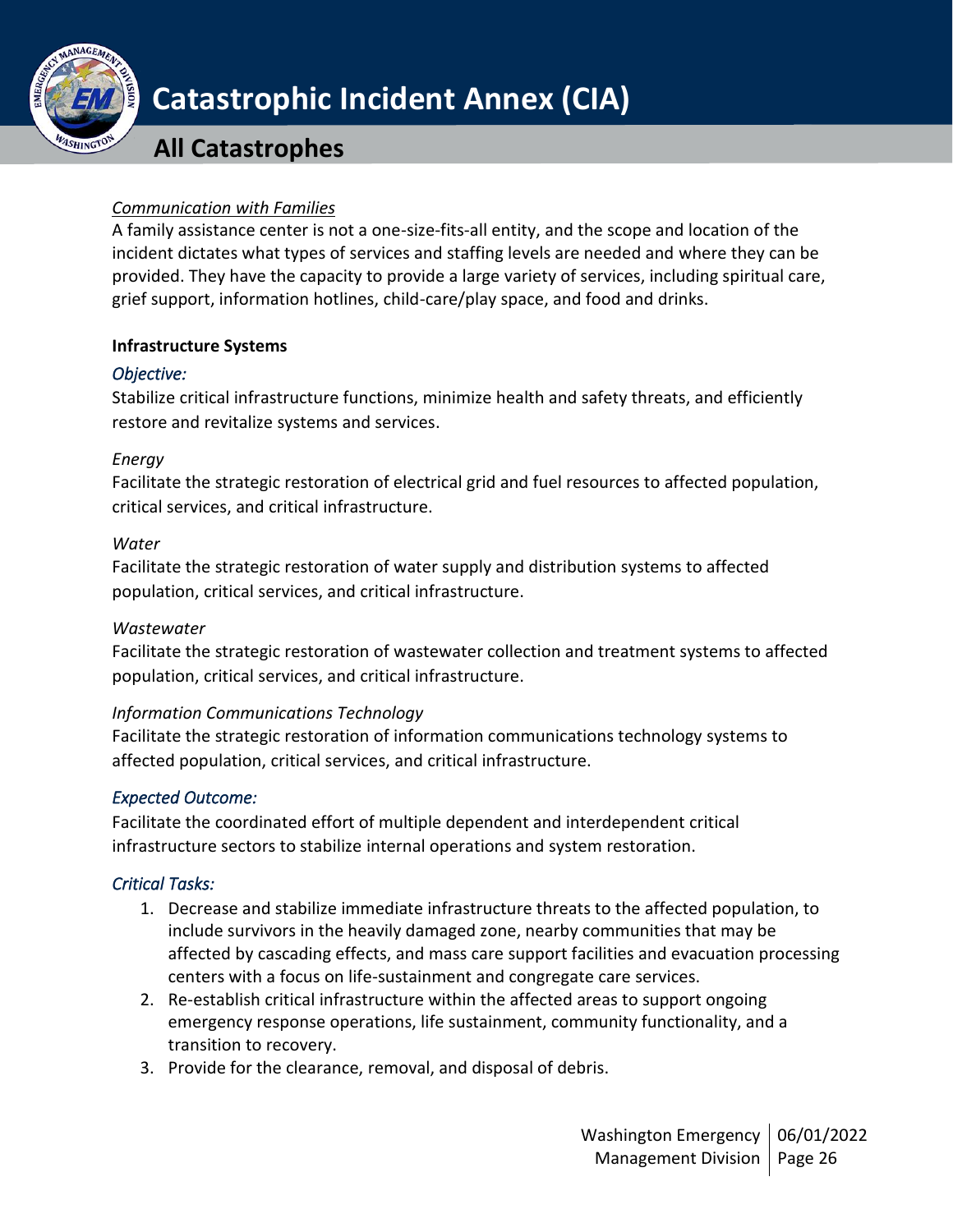*Communication with Families*

A family assistance center is not a one-size-fits-all entity, and the scope and location of the incident dictates what types of services and staffing levels are needed and where they can be provided. They have the capacity to provide a large variety of services, including spiritual care, grief support, information hotlines, child-care/play space, and food and drinks.

**Infrastructure Systems**

*Objective:*

Stabilize critical infrastructure functions, minimize health and safety threats, and efficiently restore and revitalize systems and services.

*Energy*

Facilitate the strategic restoration of electrical grid and fuel resources to affected population, critical services, and critical infrastructure.

*Water*

Facilitate the strategic restoration of water supply and distribution systems to affected population, critical services, and critical infrastructure.

*Wastewater*

Facilitate the strategic restoration of wastewater collection and treatment systems to affected population, critical services, and critical infrastructure.

*Information Communications Technology*

Facilitate the strategic restoration of information communications technology systems to affected population, critical services, and critical infrastructure.

*Expected Outcome:*

Facilitate the coordinated effort of multiple dependent and interdependent critical infrastructure sectors to stabilize internal operations and system restoration.

*Critical Tasks:*

1. Decrease and stabilize immediate infrastructure threats to the affected population, to include survivors in the heavily damaged zone, nearby communities that may be affected by cascading effects, and mass care support facilities and evacuation processing centers with a focus on life-sustainment and congregate care services.
2. Re-establish critical infrastructure within the affected areas to support ongoing emergency response operations, life sustainment, community functionality, and a transition to recovery.
3. Provide for the clearance, removal, and disposal of debris.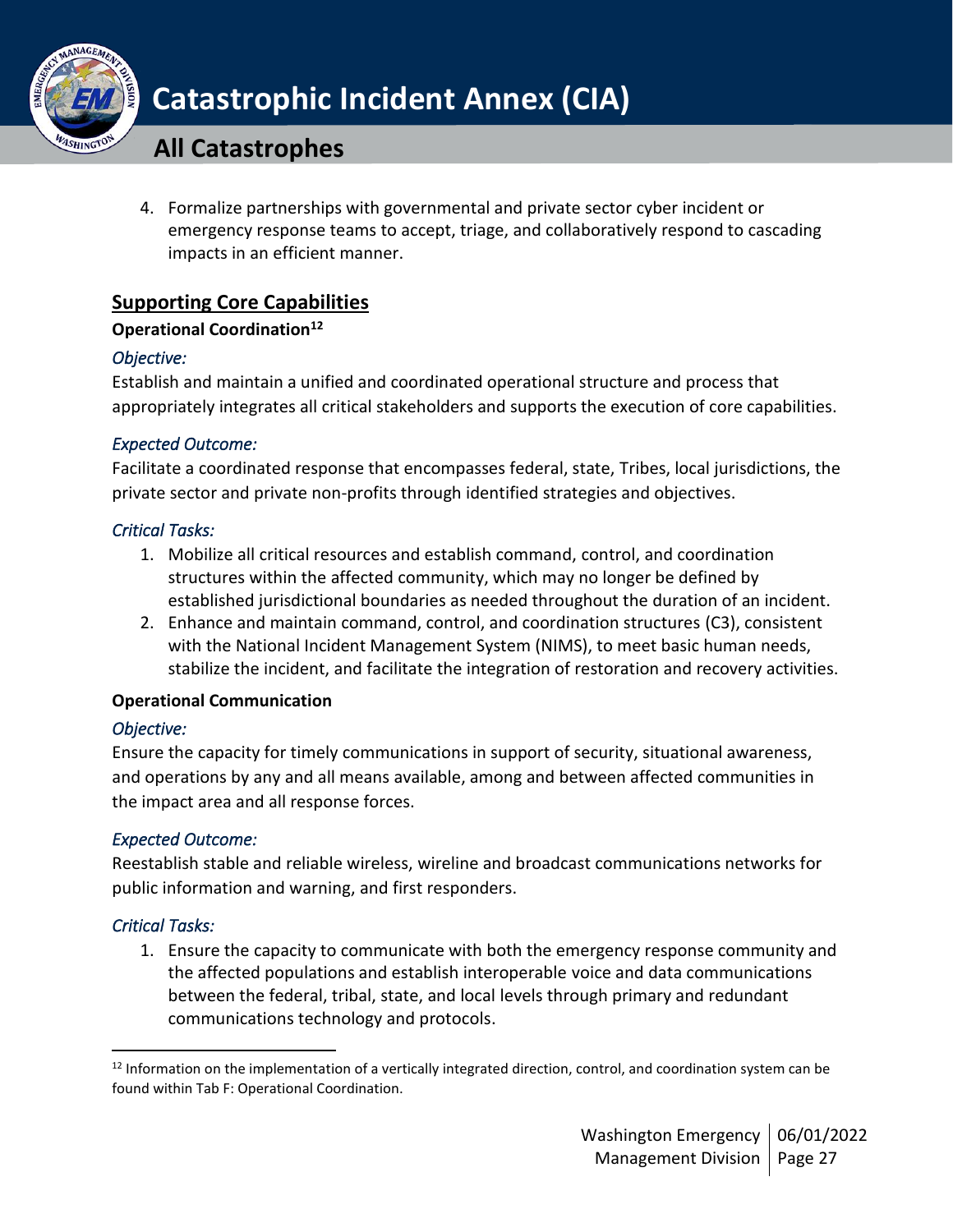4. Formalize partnerships with governmental and private sector cyber incident or emergency response teams to accept, triage, and collaboratively respond to cascading impacts in an efficient manner.

## Supporting Core Capabilities

### Operational Coordination[12]

*Objective:*

Establish and maintain a unified and coordinated operational structure and process that appropriately integrates all critical stakeholders and supports the execution of core capabilities.

*Expected Outcome:*

Facilitate a coordinated response that encompasses federal, state, Tribes, local jurisdictions, the private sector and private non-profits through identified strategies and objectives.

*Critical Tasks:*

1. Mobilize all critical resources and establish command, control, and coordination structures within the affected community, which may no longer be defined by established jurisdictional boundaries as needed throughout the duration of an incident.
2. Enhance and maintain command, control, and coordination structures (C3), consistent with the National Incident Management System (NIMS), to meet basic human needs, stabilize the incident, and facilitate the integration of restoration and recovery activities.

### Operational Communication

*Objective:*

Ensure the capacity for timely communications in support of security, situational awareness, and operations by any and all means available, among and between affected communities in the impact area and all response forces.

*Expected Outcome:*

Reestablish stable and reliable wireless, wireline and broadcast communications networks for public information and warning, and first responders.

*Critical Tasks:*

1. Ensure the capacity to communicate with both the emergency response community and the affected populations and establish interoperable voice and data communications between the federal, tribal, state, and local levels through primary and redundant communications technology and protocols.

---

[12] Information on the implementation of a vertically integrated direction, control, and coordination system can be found within Tab F: Operational Coordination.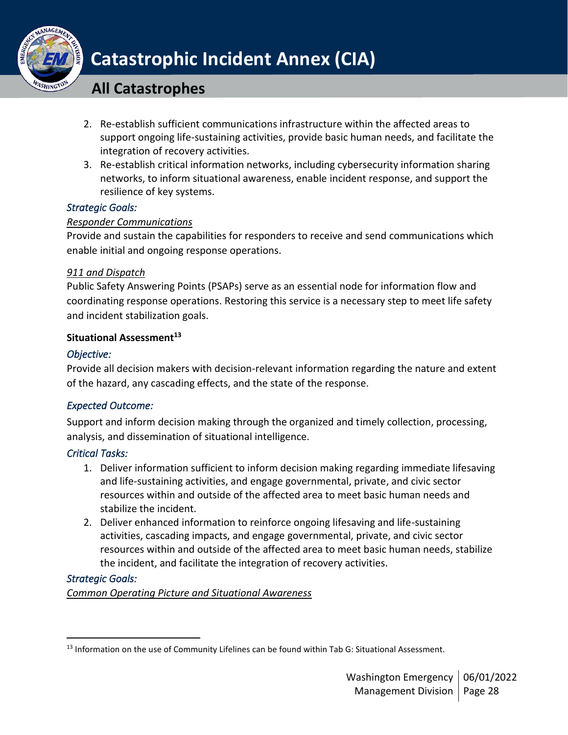2. Re-establish sufficient communications infrastructure within the affected areas to support ongoing life-sustaining activities, provide basic human needs, and facilitate the integration of recovery activities.
3. Re-establish critical information networks, including cybersecurity information sharing networks, to inform situational awareness, enable incident response, and support the resilience of key systems.

*Strategic Goals:*

*Responder Communications*

Provide and sustain the capabilities for responders to receive and send communications which enable initial and ongoing response operations.

*911 and Dispatch*

Public Safety Answering Points (PSAPs) serve as an essential node for information flow and coordinating response operations. Restoring this service is a necessary step to meet life safety and incident stabilization goals.

**Situational Assessment**[13]

*Objective:*

Provide all decision makers with decision-relevant information regarding the nature and extent of the hazard, any cascading effects, and the state of the response.

*Expected Outcome:*

Support and inform decision making through the organized and timely collection, processing, analysis, and dissemination of situational intelligence.

*Critical Tasks:*

1. Deliver information sufficient to inform decision making regarding immediate lifesaving and life-sustaining activities, and engage governmental, private, and civic sector resources within and outside of the affected area to meet basic human needs and stabilize the incident.
2. Deliver enhanced information to reinforce ongoing lifesaving and life-sustaining activities, cascading impacts, and engage governmental, private, and civic sector resources within and outside of the affected area to meet basic human needs, stabilize the incident, and facilitate the integration of recovery activities.

*Strategic Goals:*

*Common Operating Picture and Situational Awareness*

---

[13] Information on the use of Community Lifelines can be found within Tab G: Situational Assessment.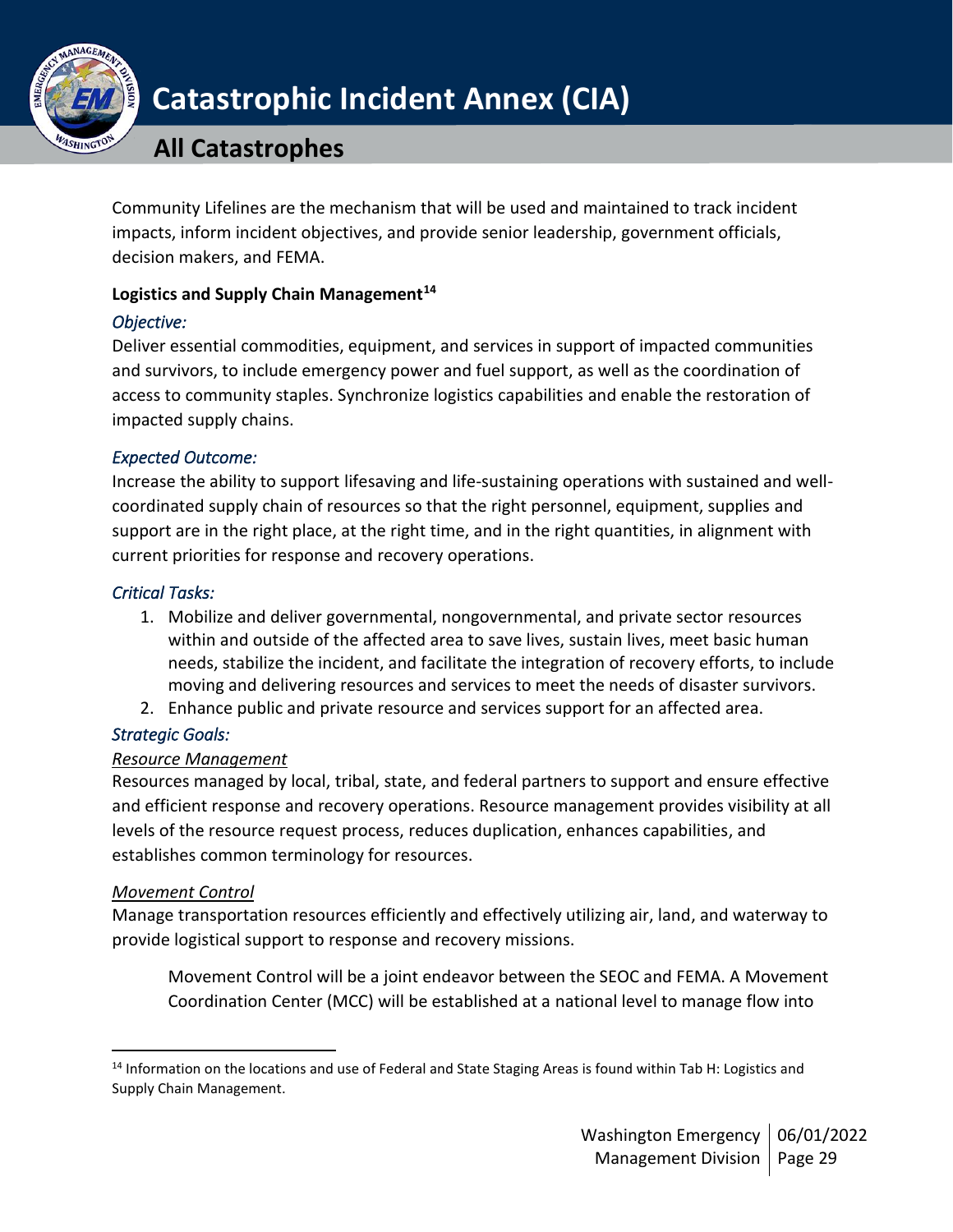Community Lifelines are the mechanism that will be used and maintained to track incident impacts, inform incident objectives, and provide senior leadership, government officials, decision makers, and FEMA.

**Logistics and Supply Chain Management[14]**

*Objective:*

Deliver essential commodities, equipment, and services in support of impacted communities and survivors, to include emergency power and fuel support, as well as the coordination of access to community staples. Synchronize logistics capabilities and enable the restoration of impacted supply chains.

*Expected Outcome:*

Increase the ability to support lifesaving and life-sustaining operations with sustained and well-coordinated supply chain of resources so that the right personnel, equipment, supplies and support are in the right place, at the right time, and in the right quantities, in alignment with current priorities for response and recovery operations.

*Critical Tasks:*

1. Mobilize and deliver governmental, nongovernmental, and private sector resources within and outside of the affected area to save lives, sustain lives, meet basic human needs, stabilize the incident, and facilitate the integration of recovery efforts, to include moving and delivering resources and services to meet the needs of disaster survivors.
2. Enhance public and private resource and services support for an affected area.

*Strategic Goals:*

*Resource Management*

Resources managed by local, tribal, state, and federal partners to support and ensure effective and efficient response and recovery operations. Resource management provides visibility at all levels of the resource request process, reduces duplication, enhances capabilities, and establishes common terminology for resources.

*Movement Control*

Manage transportation resources efficiently and effectively utilizing air, land, and waterway to provide logistical support to response and recovery missions.

> Movement Control will be a joint endeavor between the SEOC and FEMA. A Movement Coordination Center (MCC) will be established at a national level to manage flow into

[14] Information on the locations and use of Federal and State Staging Areas is found within Tab H: Logistics and Supply Chain Management.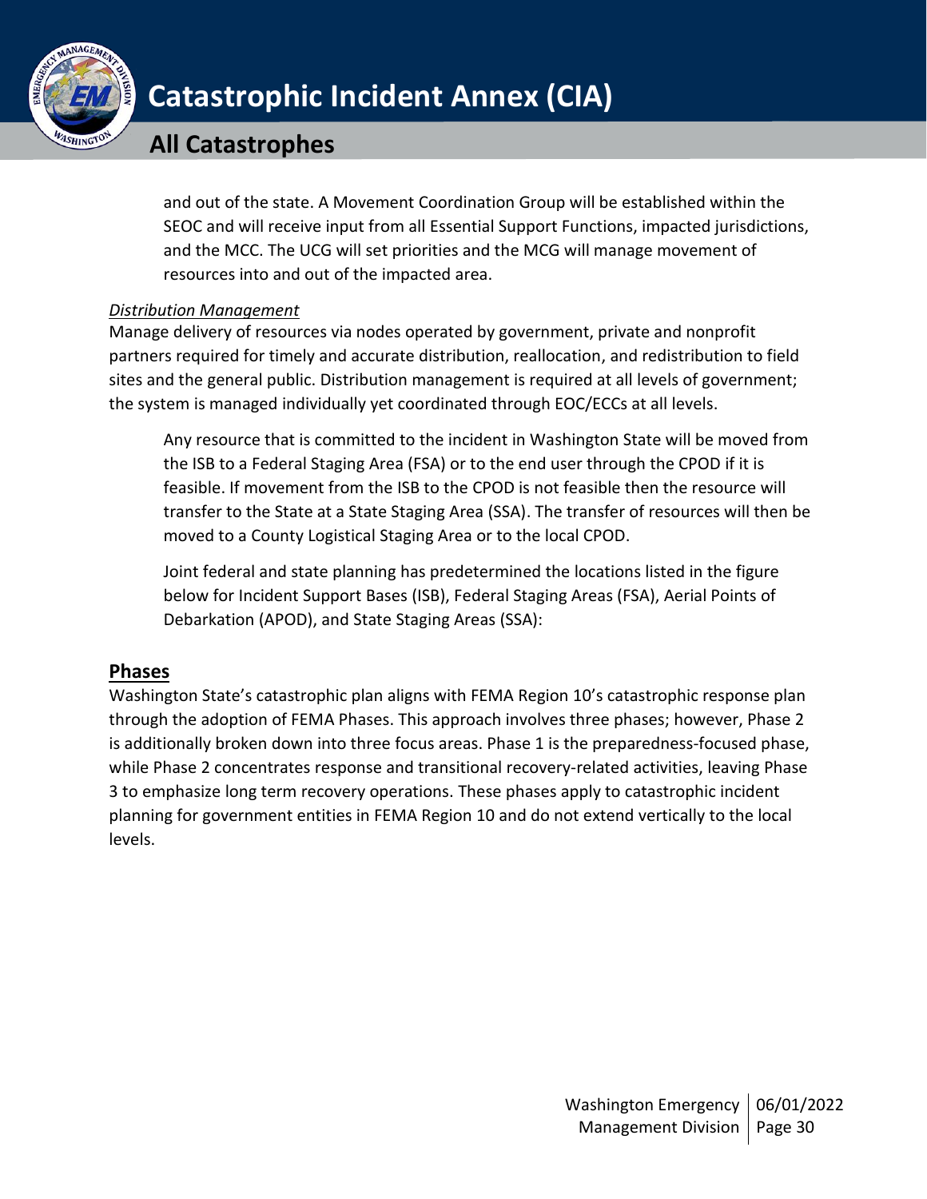and out of the state. A Movement Coordination Group will be established within the SEOC and will receive input from all Essential Support Functions, impacted jurisdictions, and the MCC. The UCG will set priorities and the MCG will manage movement of resources into and out of the impacted area.

*Distribution Management*

Manage delivery of resources via nodes operated by government, private and nonprofit partners required for timely and accurate distribution, reallocation, and redistribution to field sites and the general public. Distribution management is required at all levels of government; the system is managed individually yet coordinated through EOC/ECCs at all levels.

Any resource that is committed to the incident in Washington State will be moved from the ISB to a Federal Staging Area (FSA) or to the end user through the CPOD if it is feasible. If movement from the ISB to the CPOD is not feasible then the resource will transfer to the State at a State Staging Area (SSA). The transfer of resources will then be moved to a County Logistical Staging Area or to the local CPOD.

Joint federal and state planning has predetermined the locations listed in the figure below for Incident Support Bases (ISB), Federal Staging Areas (FSA), Aerial Points of Debarkation (APOD), and State Staging Areas (SSA):

## Phases

Washington State's catastrophic plan aligns with FEMA Region 10's catastrophic response plan through the adoption of FEMA Phases. This approach involves three phases; however, Phase 2 is additionally broken down into three focus areas. Phase 1 is the preparedness-focused phase, while Phase 2 concentrates response and transitional recovery-related activities, leaving Phase 3 to emphasize long term recovery operations. These phases apply to catastrophic incident planning for government entities in FEMA Region 10 and do not extend vertically to the local levels.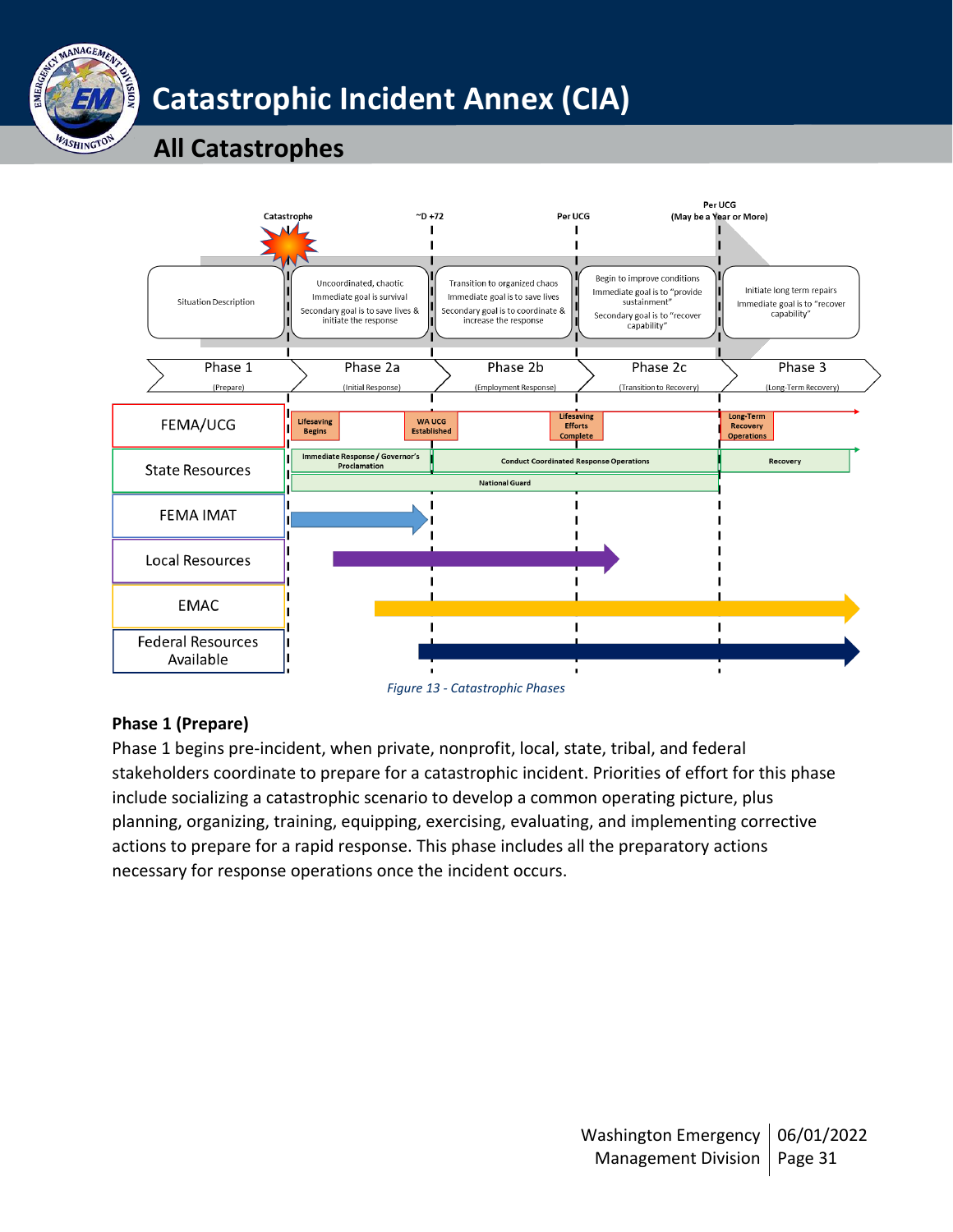| | Phase 1 (Prepare) | Phase 2a (Initial Response) | Phase 2b (Employment Response) | Phase 2c (Transition to Recovery) | Phase 3 (Long-Term Recovery) |
|---|---|---|---|---|---|
| Timing | Catastrophe | ~D +72 | Per UCG | Per UCG (May be a Year or More) | |
| Situation Description | Uncoordinated, chaotic. Immediate goal is survival. Secondary goal is to save lives & initiate the response | Transition to organized chaos. Immediate goal is to save lives. Secondary goal is to coordinate & increase the response | Begin to improve conditions. Immediate goal is to "provide sustainment". Secondary goal is to "recover capability" | Initiate long term repairs. Immediate goal is to "recover capability" | |

| Resource | Activity |
|---|---|
| FEMA/UCG | Lifesaving Begins; WA UCG Established; Lifesaving Efforts Complete; Long-Term Recovery Operations |
| State Resources | Immediate Response / Governor's Proclamation; Conduct Coordinated Response Operations; Recovery; National Guard |
| FEMA IMAT | |
| Local Resources | |
| EMAC | |
| Federal Resources Available | |

*Figure 13 - Catastrophic Phases*

### Phase 1 (Prepare)

Phase 1 begins pre-incident, when private, nonprofit, local, state, tribal, and federal stakeholders coordinate to prepare for a catastrophic incident. Priorities of effort for this phase include socializing a catastrophic scenario to develop a common operating picture, plus planning, organizing, training, equipping, exercising, evaluating, and implementing corrective actions to prepare for a rapid response. This phase includes all the preparatory actions necessary for response operations once the incident occurs.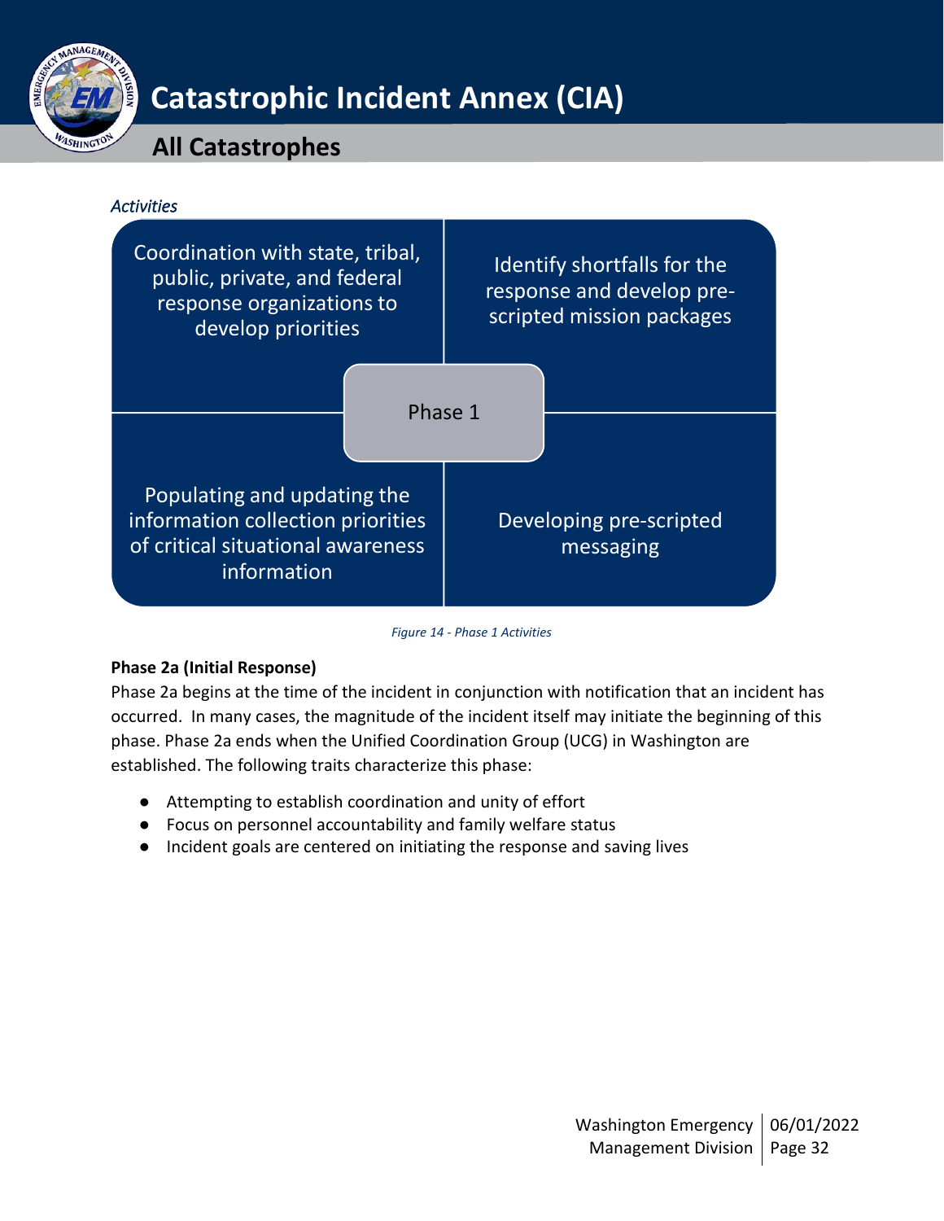*Activities*

- Coordination with state, tribal, public, private, and federal response organizations to develop priorities
- Identify shortfalls for the response and develop pre-scripted mission packages
- Populating and updating the information collection priorities of critical situational awareness information
- Developing pre-scripted messaging

Phase 1

*Figure 14 - Phase 1 Activities*

**Phase 2a (Initial Response)**

Phase 2a begins at the time of the incident in conjunction with notification that an incident has occurred. In many cases, the magnitude of the incident itself may initiate the beginning of this phase. Phase 2a ends when the Unified Coordination Group (UCG) in Washington are established. The following traits characterize this phase:

- Attempting to establish coordination and unity of effort
- Focus on personnel accountability and family welfare status
- Incident goals are centered on initiating the response and saving lives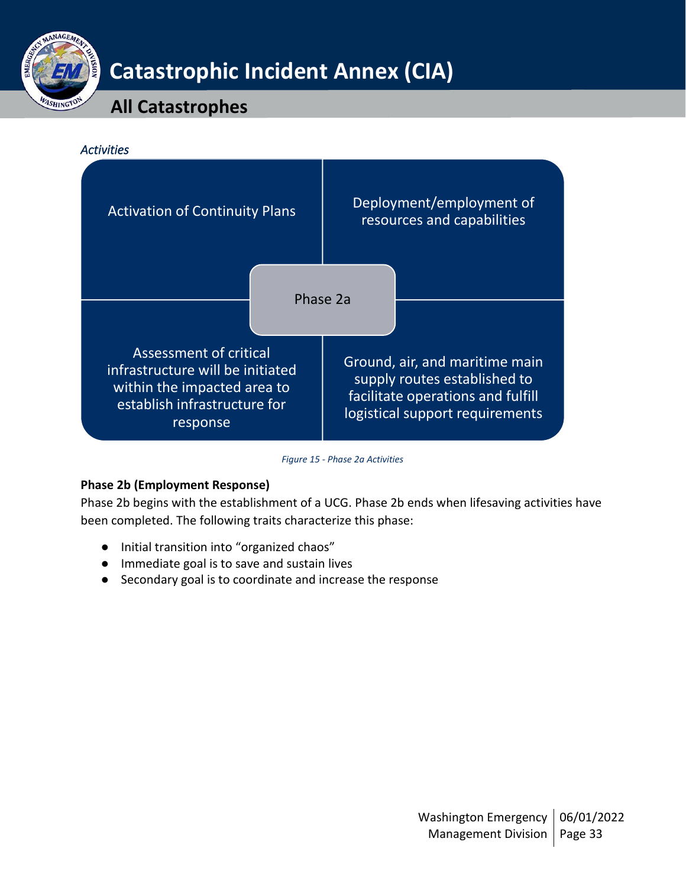*Activities*

Activation of Continuity Plans

Deployment/employment of resources and capabilities

Phase 2a

Assessment of critical infrastructure will be initiated within the impacted area to establish infrastructure for response

Ground, air, and maritime main supply routes established to facilitate operations and fulfill logistical support requirements

*Figure 15 - Phase 2a Activities*

**Phase 2b (Employment Response)**

Phase 2b begins with the establishment of a UCG. Phase 2b ends when lifesaving activities have been completed. The following traits characterize this phase:

- Initial transition into "organized chaos"
- Immediate goal is to save and sustain lives
- Secondary goal is to coordinate and increase the response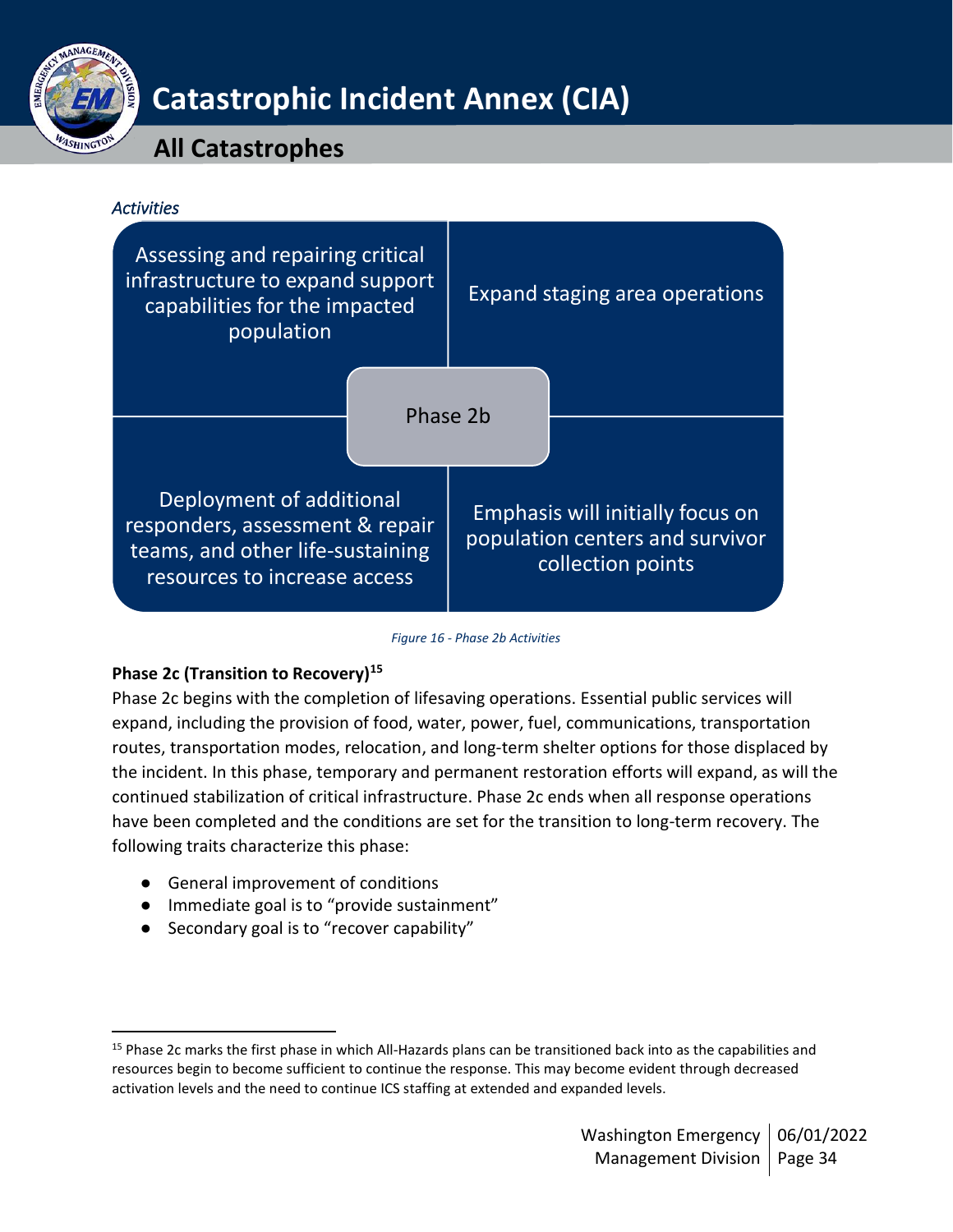*Activities*

Phase 2b

- Assessing and repairing critical infrastructure to expand support capabilities for the impacted population
- Expand staging area operations
- Deployment of additional responders, assessment & repair teams, and other life-sustaining resources to increase access
- Emphasis will initially focus on population centers and survivor collection points

*Figure 16 - Phase 2b Activities*

**Phase 2c (Transition to Recovery)[15]**

Phase 2c begins with the completion of lifesaving operations. Essential public services will expand, including the provision of food, water, power, fuel, communications, transportation routes, transportation modes, relocation, and long-term shelter options for those displaced by the incident. In this phase, temporary and permanent restoration efforts will expand, as will the continued stabilization of critical infrastructure. Phase 2c ends when all response operations have been completed and the conditions are set for the transition to long-term recovery. The following traits characterize this phase:

- General improvement of conditions
- Immediate goal is to "provide sustainment"
- Secondary goal is to "recover capability"

[15] Phase 2c marks the first phase in which All-Hazards plans can be transitioned back into as the capabilities and resources begin to become sufficient to continue the response. This may become evident through decreased activation levels and the need to continue ICS staffing at extended and expanded levels.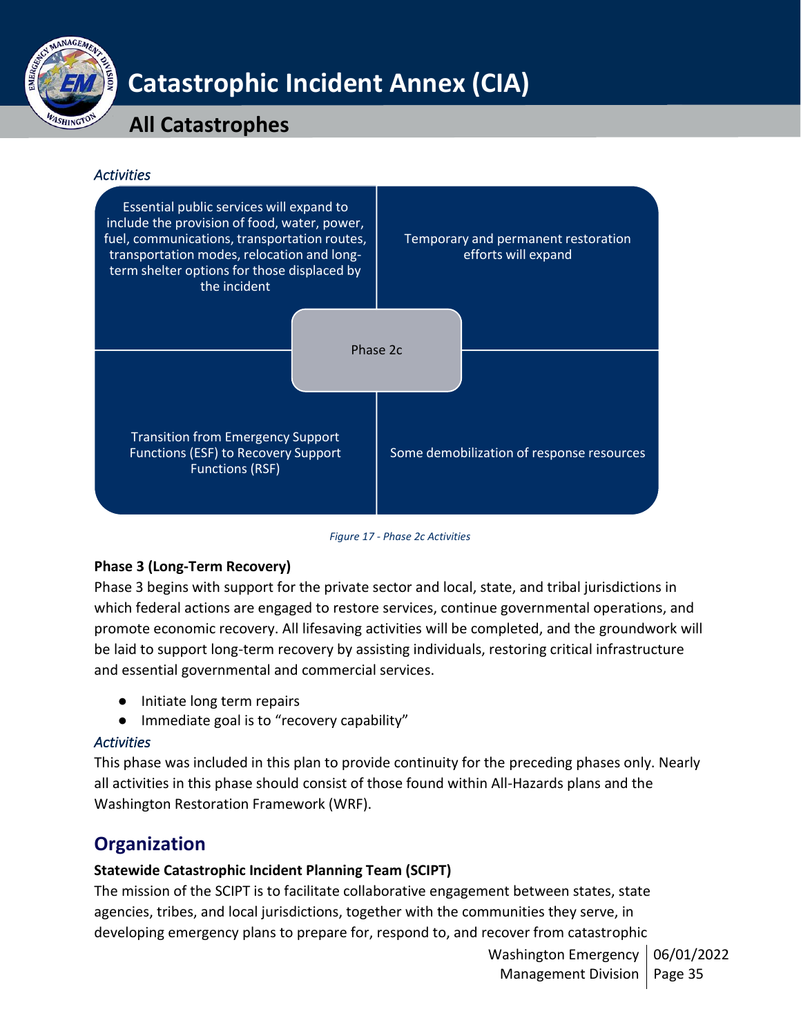*Activities*

Essential public services will expand to include the provision of food, water, power, fuel, communications, transportation routes, transportation modes, relocation and long-term shelter options for those displaced by the incident

Temporary and permanent restoration efforts will expand

Phase 2c

Transition from Emergency Support Functions (ESF) to Recovery Support Functions (RSF)

Some demobilization of response resources

*Figure 17 - Phase 2c Activities*

**Phase 3 (Long-Term Recovery)**

Phase 3 begins with support for the private sector and local, state, and tribal jurisdictions in which federal actions are engaged to restore services, continue governmental operations, and promote economic recovery. All lifesaving activities will be completed, and the groundwork will be laid to support long-term recovery by assisting individuals, restoring critical infrastructure and essential governmental and commercial services.

- Initiate long term repairs
- Immediate goal is to "recovery capability"

*Activities*

This phase was included in this plan to provide continuity for the preceding phases only. Nearly all activities in this phase should consist of those found within All-Hazards plans and the Washington Restoration Framework (WRF).

## Organization

**Statewide Catastrophic Incident Planning Team (SCIPT)**

The mission of the SCIPT is to facilitate collaborative engagement between states, state agencies, tribes, and local jurisdictions, together with the communities they serve, in developing emergency plans to prepare for, respond to, and recover from catastrophic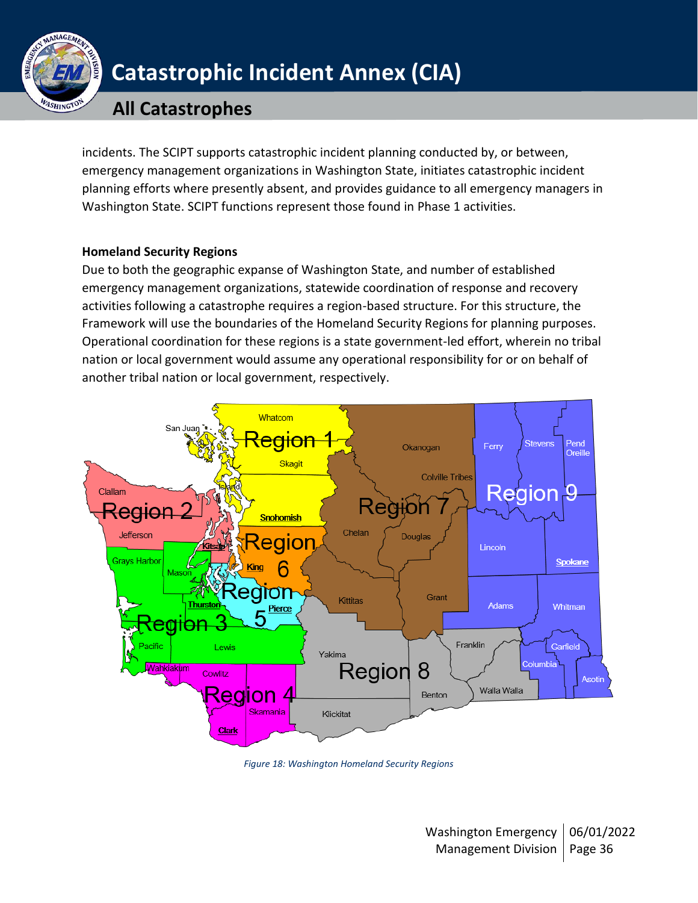incidents. The SCIPT supports catastrophic incident planning conducted by, or between, emergency management organizations in Washington State, initiates catastrophic incident planning efforts where presently absent, and provides guidance to all emergency managers in Washington State. SCIPT functions represent those found in Phase 1 activities.

**Homeland Security Regions**

Due to both the geographic expanse of Washington State, and number of established emergency management organizations, statewide coordination of response and recovery activities following a catastrophe requires a region-based structure. For this structure, the Framework will use the boundaries of the Homeland Security Regions for planning purposes. Operational coordination for these regions is a state government-led effort, wherein no tribal nation or local government would assume any operational responsibility for or on behalf of another tribal nation or local government, respectively.

*Figure 18: Washington Homeland Security Regions*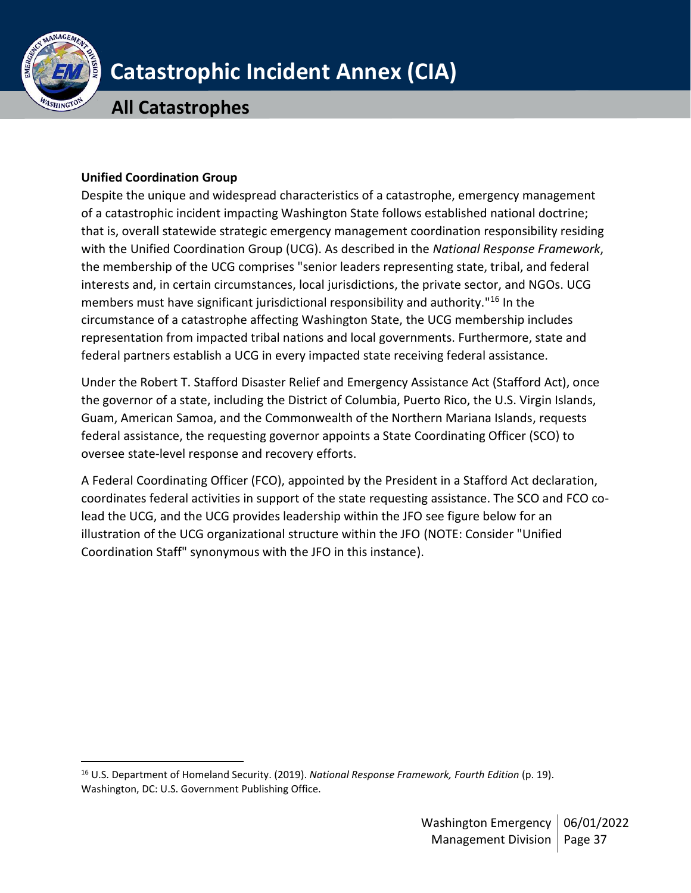### Unified Coordination Group

Despite the unique and widespread characteristics of a catastrophe, emergency management of a catastrophic incident impacting Washington State follows established national doctrine; that is, overall statewide strategic emergency management coordination responsibility residing with the Unified Coordination Group (UCG). As described in the *National Response Framework*, the membership of the UCG comprises "senior leaders representing state, tribal, and federal interests and, in certain circumstances, local jurisdictions, the private sector, and NGOs. UCG members must have significant jurisdictional responsibility and authority."[16] In the circumstance of a catastrophe affecting Washington State, the UCG membership includes representation from impacted tribal nations and local governments. Furthermore, state and federal partners establish a UCG in every impacted state receiving federal assistance.

Under the Robert T. Stafford Disaster Relief and Emergency Assistance Act (Stafford Act), once the governor of a state, including the District of Columbia, Puerto Rico, the U.S. Virgin Islands, Guam, American Samoa, and the Commonwealth of the Northern Mariana Islands, requests federal assistance, the requesting governor appoints a State Coordinating Officer (SCO) to oversee state-level response and recovery efforts.

A Federal Coordinating Officer (FCO), appointed by the President in a Stafford Act declaration, coordinates federal activities in support of the state requesting assistance. The SCO and FCO co-lead the UCG, and the UCG provides leadership within the JFO see figure below for an illustration of the UCG organizational structure within the JFO (NOTE: Consider "Unified Coordination Staff" synonymous with the JFO in this instance).

[16] U.S. Department of Homeland Security. (2019). *National Response Framework, Fourth Edition* (p. 19). Washington, DC: U.S. Government Publishing Office.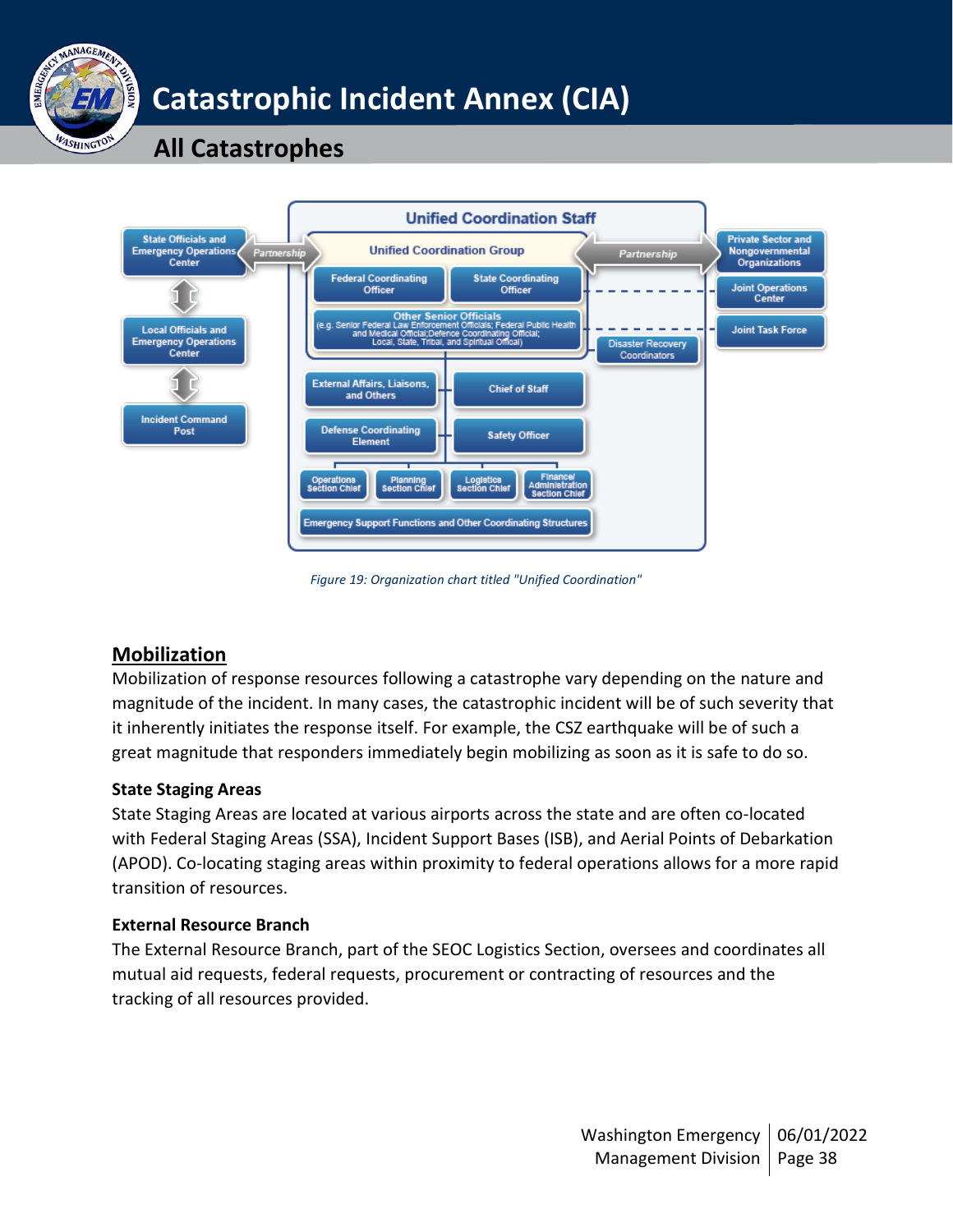Figure 19: Organization chart titled "Unified Coordination"

## Mobilization

Mobilization of response resources following a catastrophe vary depending on the nature and magnitude of the incident. In many cases, the catastrophic incident will be of such severity that it inherently initiates the response itself. For example, the CSZ earthquake will be of such a great magnitude that responders immediately begin mobilizing as soon as it is safe to do so.

### State Staging Areas

State Staging Areas are located at various airports across the state and are often co-located with Federal Staging Areas (SSA), Incident Support Bases (ISB), and Aerial Points of Debarkation (APOD). Co-locating staging areas within proximity to federal operations allows for a more rapid transition of resources.

### External Resource Branch

The External Resource Branch, part of the SEOC Logistics Section, oversees and coordinates all mutual aid requests, federal requests, procurement or contracting of resources and the tracking of all resources provided.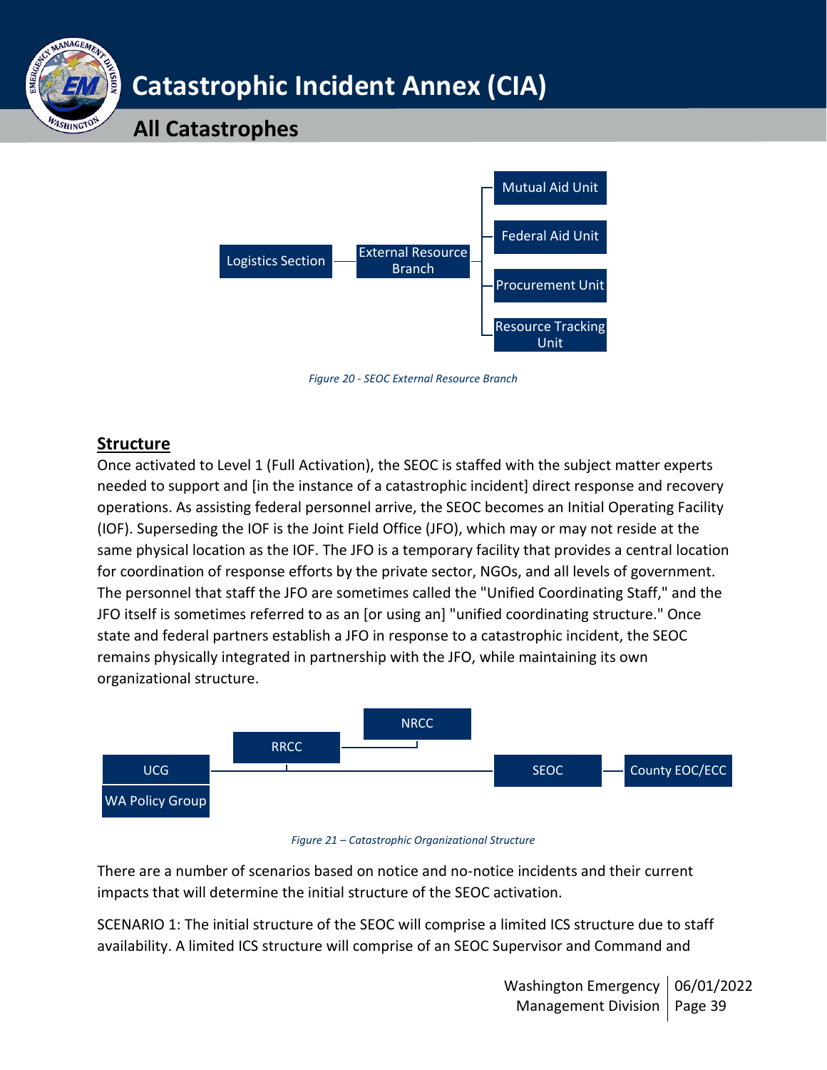Logistics Section — External Resource Branch
- Mutual Aid Unit
- Federal Aid Unit
- Procurement Unit
- Resource Tracking Unit

*Figure 20 - SEOC External Resource Branch*

## Structure

Once activated to Level 1 (Full Activation), the SEOC is staffed with the subject matter experts needed to support and [in the instance of a catastrophic incident] direct response and recovery operations. As assisting federal personnel arrive, the SEOC becomes an Initial Operating Facility (IOF). Superseding the IOF is the Joint Field Office (JFO), which may or may not reside at the same physical location as the IOF. The JFO is a temporary facility that provides a central location for coordination of response efforts by the private sector, NGOs, and all levels of government. The personnel that staff the JFO are sometimes called the "Unified Coordinating Staff," and the JFO itself is sometimes referred to as an [or using an] "unified coordinating structure." Once state and federal partners establish a JFO in response to a catastrophic incident, the SEOC remains physically integrated in partnership with the JFO, while maintaining its own organizational structure.

NRCC — RRCC — UCG / WA Policy Group — SEOC — County EOC/ECC

*Figure 21 – Catastrophic Organizational Structure*

There are a number of scenarios based on notice and no-notice incidents and their current impacts that will determine the initial structure of the SEOC activation.

SCENARIO 1: The initial structure of the SEOC will comprise a limited ICS structure due to staff availability. A limited ICS structure will comprise of an SEOC Supervisor and Command and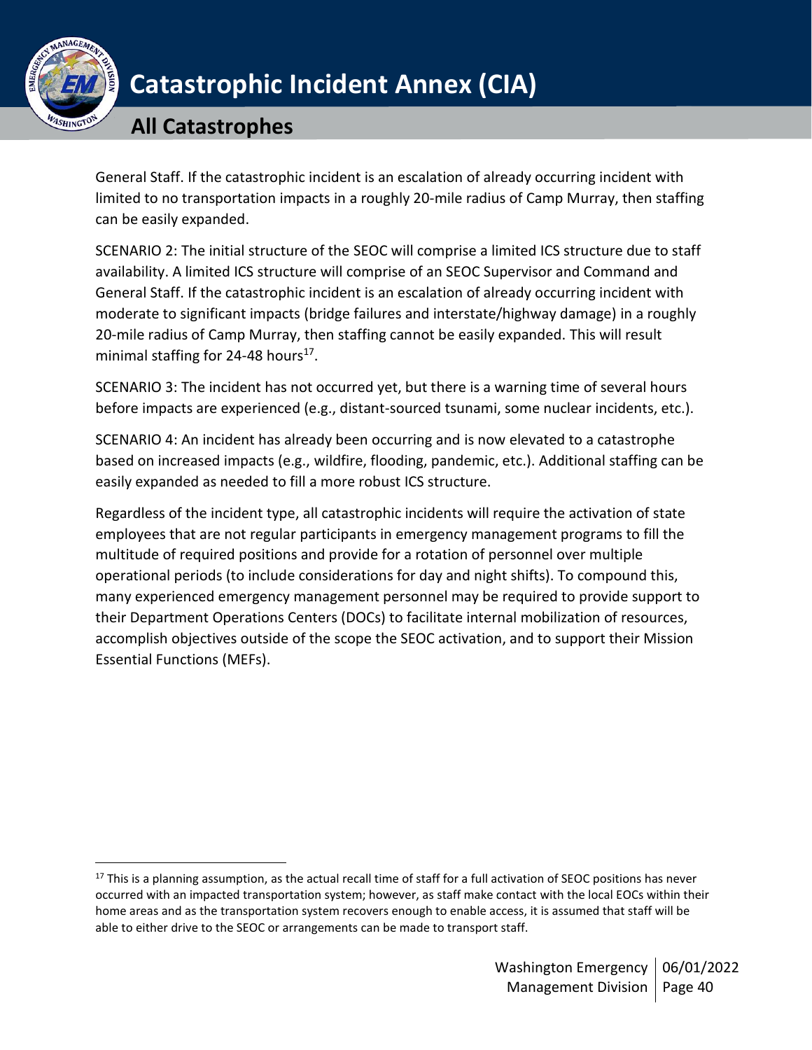General Staff. If the catastrophic incident is an escalation of already occurring incident with limited to no transportation impacts in a roughly 20-mile radius of Camp Murray, then staffing can be easily expanded.

SCENARIO 2: The initial structure of the SEOC will comprise a limited ICS structure due to staff availability. A limited ICS structure will comprise of an SEOC Supervisor and Command and General Staff. If the catastrophic incident is an escalation of already occurring incident with moderate to significant impacts (bridge failures and interstate/highway damage) in a roughly 20-mile radius of Camp Murray, then staffing cannot be easily expanded. This will result minimal staffing for 24-48 hours[17].

SCENARIO 3: The incident has not occurred yet, but there is a warning time of several hours before impacts are experienced (e.g., distant-sourced tsunami, some nuclear incidents, etc.).

SCENARIO 4: An incident has already been occurring and is now elevated to a catastrophe based on increased impacts (e.g., wildfire, flooding, pandemic, etc.). Additional staffing can be easily expanded as needed to fill a more robust ICS structure.

Regardless of the incident type, all catastrophic incidents will require the activation of state employees that are not regular participants in emergency management programs to fill the multitude of required positions and provide for a rotation of personnel over multiple operational periods (to include considerations for day and night shifts). To compound this, many experienced emergency management personnel may be required to provide support to their Department Operations Centers (DOCs) to facilitate internal mobilization of resources, accomplish objectives outside of the scope the SEOC activation, and to support their Mission Essential Functions (MEFs).

---

[17] This is a planning assumption, as the actual recall time of staff for a full activation of SEOC positions has never occurred with an impacted transportation system; however, as staff make contact with the local EOCs within their home areas and as the transportation system recovers enough to enable access, it is assumed that staff will be able to either drive to the SEOC or arrangements can be made to transport staff.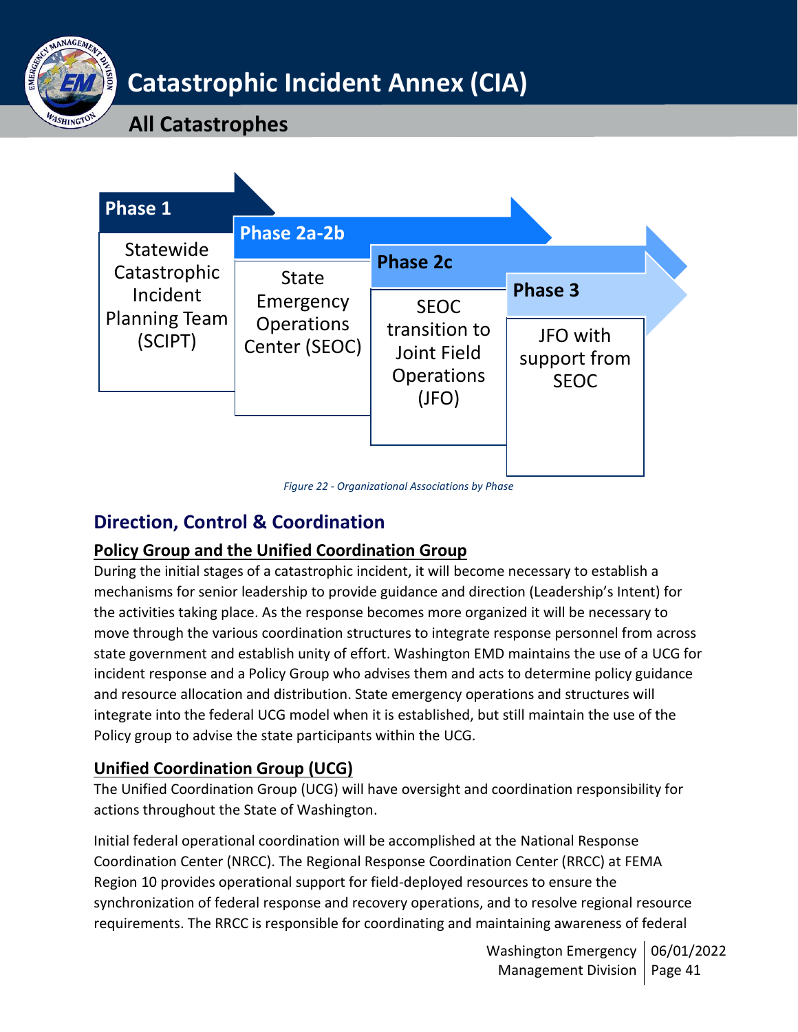| Phase 1 | Phase 2a-2b | Phase 2c | Phase 3 |
|---|---|---|---|
| Statewide Catastrophic Incident Planning Team (SCIPT) | State Emergency Operations Center (SEOC) | SEOC transition to Joint Field Operations (JFO) | JFO with support from SEOC |

*Figure 22 - Organizational Associations by Phase*

## Direction, Control & Coordination

### Policy Group and the Unified Coordination Group

During the initial stages of a catastrophic incident, it will become necessary to establish a mechanisms for senior leadership to provide guidance and direction (Leadership's Intent) for the activities taking place. As the response becomes more organized it will be necessary to move through the various coordination structures to integrate response personnel from across state government and establish unity of effort. Washington EMD maintains the use of a UCG for incident response and a Policy Group who advises them and acts to determine policy guidance and resource allocation and distribution. State emergency operations and structures will integrate into the federal UCG model when it is established, but still maintain the use of the Policy group to advise the state participants within the UCG.

### Unified Coordination Group (UCG)

The Unified Coordination Group (UCG) will have oversight and coordination responsibility for actions throughout the State of Washington.

Initial federal operational coordination will be accomplished at the National Response Coordination Center (NRCC). The Regional Response Coordination Center (RRCC) at FEMA Region 10 provides operational support for field-deployed resources to ensure the synchronization of federal response and recovery operations, and to resolve regional resource requirements. The RRCC is responsible for coordinating and maintaining awareness of federal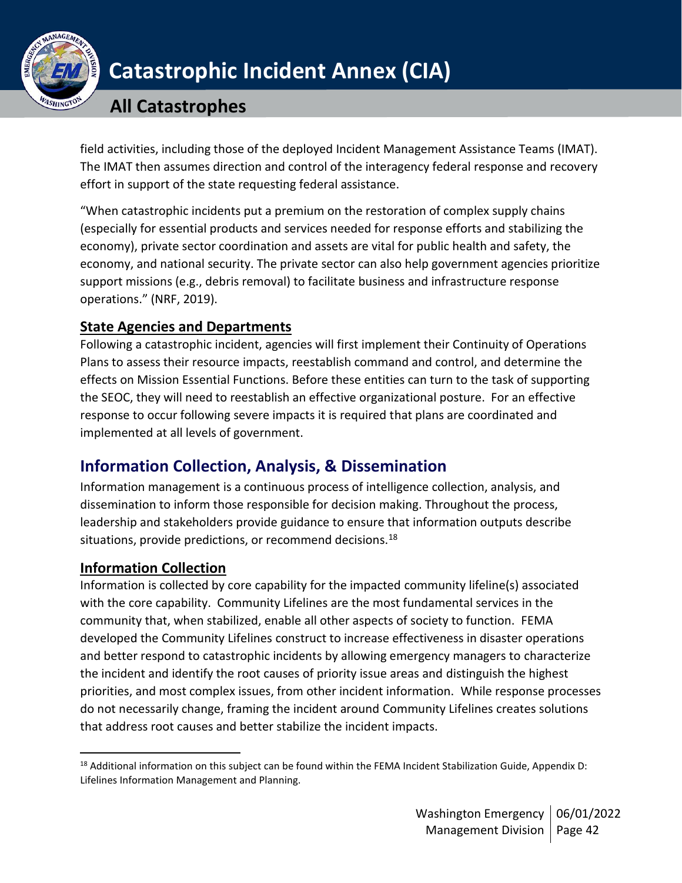field activities, including those of the deployed Incident Management Assistance Teams (IMAT). The IMAT then assumes direction and control of the interagency federal response and recovery effort in support of the state requesting federal assistance.

"When catastrophic incidents put a premium on the restoration of complex supply chains (especially for essential products and services needed for response efforts and stabilizing the economy), private sector coordination and assets are vital for public health and safety, the economy, and national security. The private sector can also help government agencies prioritize support missions (e.g., debris removal) to facilitate business and infrastructure response operations." (NRF, 2019).

### State Agencies and Departments

Following a catastrophic incident, agencies will first implement their Continuity of Operations Plans to assess their resource impacts, reestablish command and control, and determine the effects on Mission Essential Functions. Before these entities can turn to the task of supporting the SEOC, they will need to reestablish an effective organizational posture. For an effective response to occur following severe impacts it is required that plans are coordinated and implemented at all levels of government.

## Information Collection, Analysis, & Dissemination

Information management is a continuous process of intelligence collection, analysis, and dissemination to inform those responsible for decision making. Throughout the process, leadership and stakeholders provide guidance to ensure that information outputs describe situations, provide predictions, or recommend decisions.[18]

### Information Collection

Information is collected by core capability for the impacted community lifeline(s) associated with the core capability. Community Lifelines are the most fundamental services in the community that, when stabilized, enable all other aspects of society to function. FEMA developed the Community Lifelines construct to increase effectiveness in disaster operations and better respond to catastrophic incidents by allowing emergency managers to characterize the incident and identify the root causes of priority issue areas and distinguish the highest priorities, and most complex issues, from other incident information. While response processes do not necessarily change, framing the incident around Community Lifelines creates solutions that address root causes and better stabilize the incident impacts.

[18] Additional information on this subject can be found within the FEMA Incident Stabilization Guide, Appendix D: Lifelines Information Management and Planning.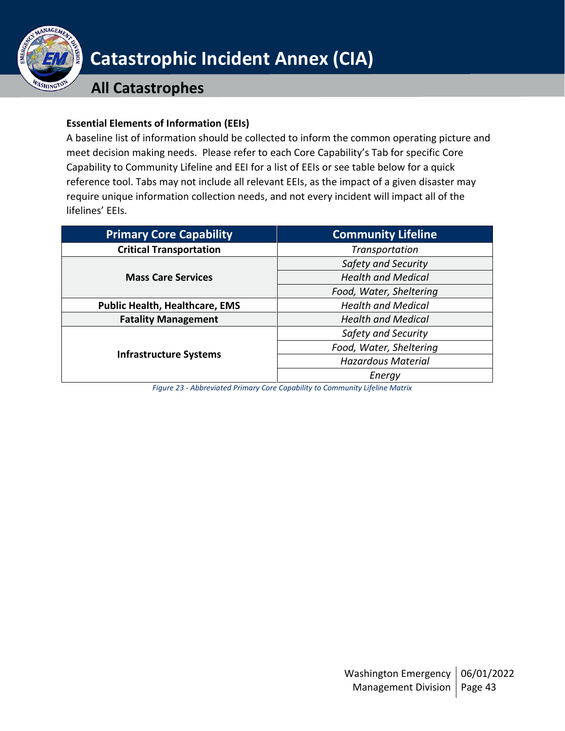**Essential Elements of Information (EEIs)**

A baseline list of information should be collected to inform the common operating picture and meet decision making needs. Please refer to each Core Capability's Tab for specific Core Capability to Community Lifeline and EEI for a list of EEIs or see table below for a quick reference tool. Tabs may not include all relevant EEIs, as the impact of a given disaster may require unique information collection needs, and not every incident will impact all of the lifelines' EEIs.

| Primary Core Capability | Community Lifeline |
|---|---|
| **Critical Transportation** | *Transportation* |
| **Mass Care Services** | *Safety and Security* |
| | *Health and Medical* |
| | *Food, Water, Sheltering* |
| **Public Health, Healthcare, EMS** | *Health and Medical* |
| **Fatality Management** | *Health and Medical* |
| **Infrastructure Systems** | *Safety and Security* |
| | *Food, Water, Sheltering* |
| | *Hazardous Material* |
| | *Energy* |

*Figure 23 - Abbreviated Primary Core Capability to Community Lifeline Matrix*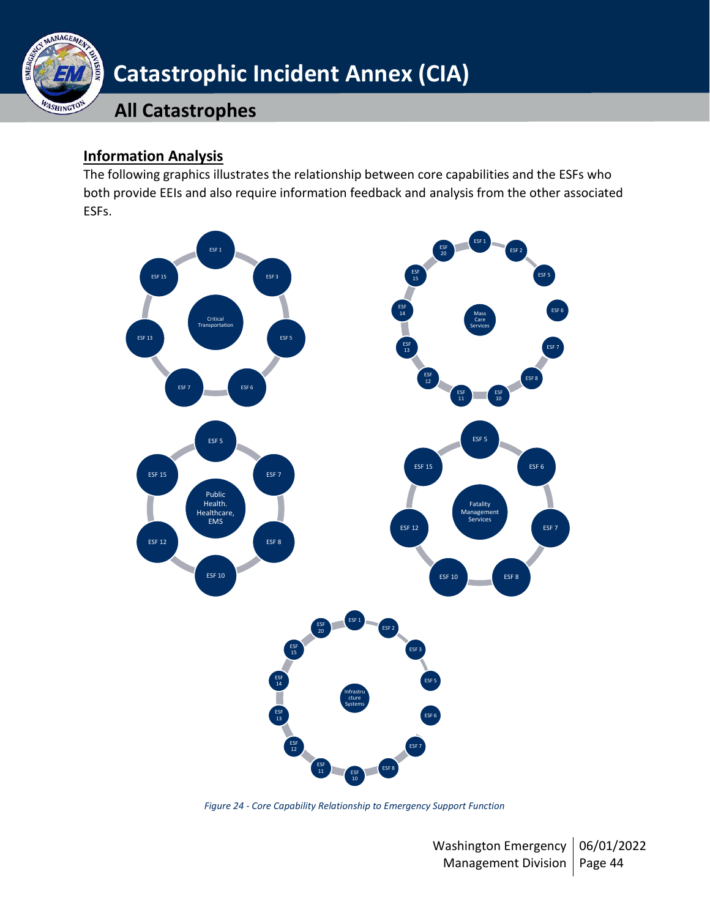## Information Analysis

The following graphics illustrates the relationship between core capabilities and the ESFs who both provide EEIs and also require information feedback and analysis from the other associated ESFs.

Critical Transportation: ESF 1, ESF 3, ESF 5, ESF 6, ESF 7, ESF 13, ESF 15

Mass Care Services: ESF 1, ESF 2, ESF 5, ESF 6, ESF 7, ESF 8, ESF 10, ESF 11, ESF 12, ESF 13, ESF 14, ESF 15, ESF 20

Public Health, Healthcare, EMS: ESF 5, ESF 7, ESF 8, ESF 10, ESF 12, ESF 15

Fatality Management Services: ESF 5, ESF 6, ESF 7, ESF 8, ESF 10, ESF 12, ESF 15

Infrastructure Systems: ESF 1, ESF 2, ESF 3, ESF 5, ESF 6, ESF 7, ESF 8, ESF 10, ESF 11, ESF 12, ESF 13, ESF 14, ESF 15, ESF 20

*Figure 24 - Core Capability Relationship to Emergency Support Function*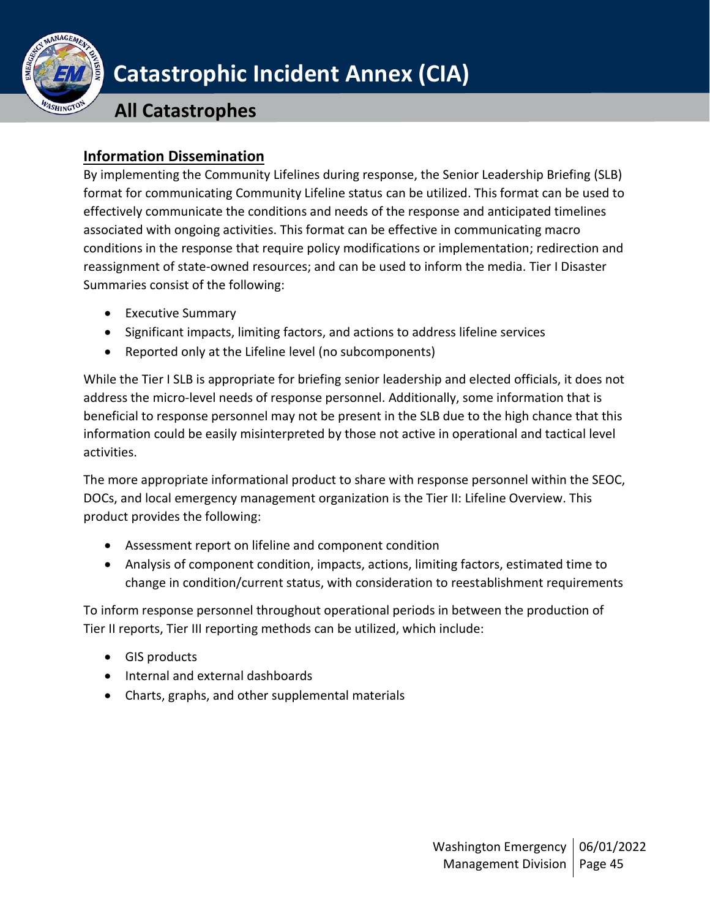## Information Dissemination

By implementing the Community Lifelines during response, the Senior Leadership Briefing (SLB) format for communicating Community Lifeline status can be utilized. This format can be used to effectively communicate the conditions and needs of the response and anticipated timelines associated with ongoing activities. This format can be effective in communicating macro conditions in the response that require policy modifications or implementation; redirection and reassignment of state-owned resources; and can be used to inform the media. Tier I Disaster Summaries consist of the following:

- Executive Summary
- Significant impacts, limiting factors, and actions to address lifeline services
- Reported only at the Lifeline level (no subcomponents)

While the Tier I SLB is appropriate for briefing senior leadership and elected officials, it does not address the micro-level needs of response personnel. Additionally, some information that is beneficial to response personnel may not be present in the SLB due to the high chance that this information could be easily misinterpreted by those not active in operational and tactical level activities.

The more appropriate informational product to share with response personnel within the SEOC, DOCs, and local emergency management organization is the Tier II: Lifeline Overview. This product provides the following:

- Assessment report on lifeline and component condition
- Analysis of component condition, impacts, actions, limiting factors, estimated time to change in condition/current status, with consideration to reestablishment requirements

To inform response personnel throughout operational periods in between the production of Tier II reports, Tier III reporting methods can be utilized, which include:

- GIS products
- Internal and external dashboards
- Charts, graphs, and other supplemental materials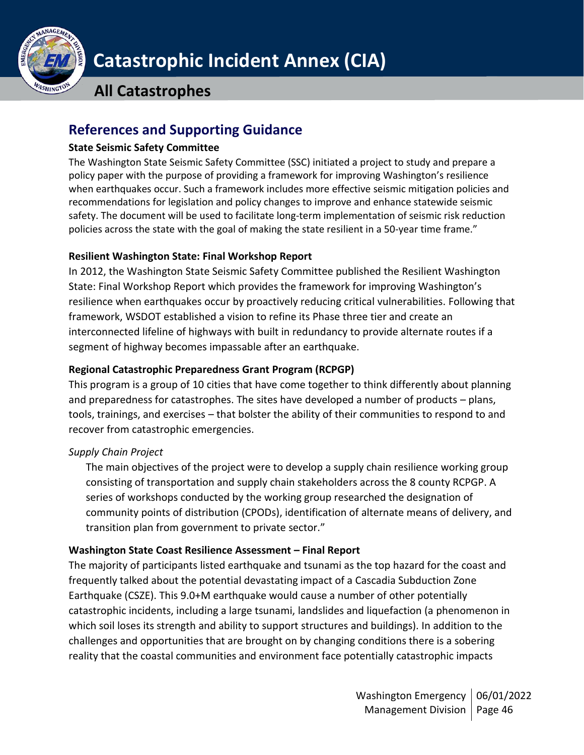## References and Supporting Guidance

### State Seismic Safety Committee

The Washington State Seismic Safety Committee (SSC) initiated a project to study and prepare a policy paper with the purpose of providing a framework for improving Washington's resilience when earthquakes occur. Such a framework includes more effective seismic mitigation policies and recommendations for legislation and policy changes to improve and enhance statewide seismic safety. The document will be used to facilitate long-term implementation of seismic risk reduction policies across the state with the goal of making the state resilient in a 50-year time frame."

### Resilient Washington State: Final Workshop Report

In 2012, the Washington State Seismic Safety Committee published the Resilient Washington State: Final Workshop Report which provides the framework for improving Washington's resilience when earthquakes occur by proactively reducing critical vulnerabilities. Following that framework, WSDOT established a vision to refine its Phase three tier and create an interconnected lifeline of highways with built in redundancy to provide alternate routes if a segment of highway becomes impassable after an earthquake.

### Regional Catastrophic Preparedness Grant Program (RCPGP)

This program is a group of 10 cities that have come together to think differently about planning and preparedness for catastrophes. The sites have developed a number of products – plans, tools, trainings, and exercises – that bolster the ability of their communities to respond to and recover from catastrophic emergencies.

*Supply Chain Project*

The main objectives of the project were to develop a supply chain resilience working group consisting of transportation and supply chain stakeholders across the 8 county RCPGP. A series of workshops conducted by the working group researched the designation of community points of distribution (CPODs), identification of alternate means of delivery, and transition plan from government to private sector."

### Washington State Coast Resilience Assessment – Final Report

The majority of participants listed earthquake and tsunami as the top hazard for the coast and frequently talked about the potential devastating impact of a Cascadia Subduction Zone Earthquake (CSZE). This 9.0+M earthquake would cause a number of other potentially catastrophic incidents, including a large tsunami, landslides and liquefaction (a phenomenon in which soil loses its strength and ability to support structures and buildings). In addition to the challenges and opportunities that are brought on by changing conditions there is a sobering reality that the coastal communities and environment face potentially catastrophic impacts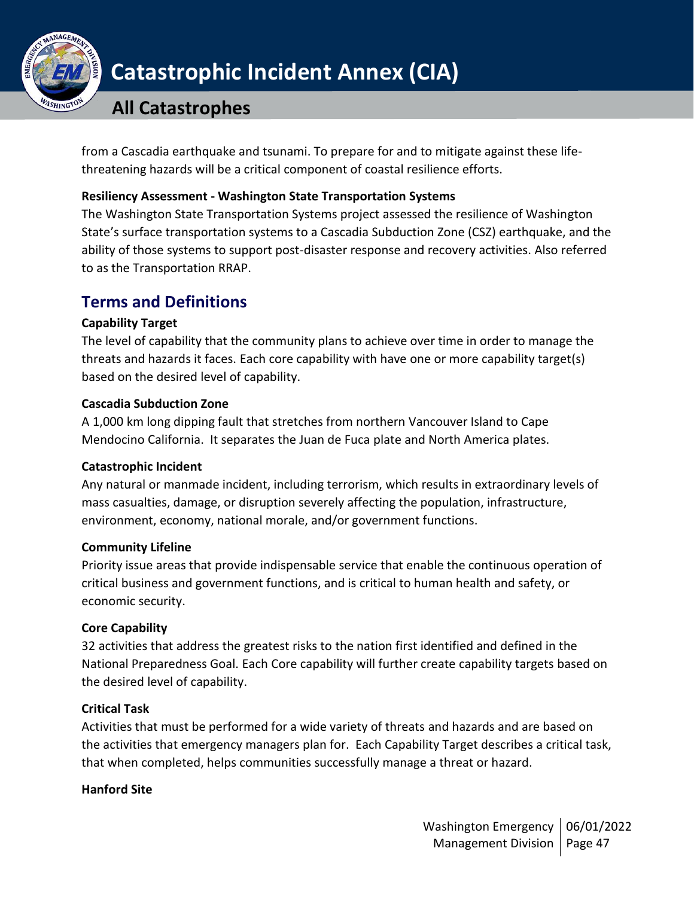from a Cascadia earthquake and tsunami. To prepare for and to mitigate against these life-threatening hazards will be a critical component of coastal resilience efforts.

**Resiliency Assessment - Washington State Transportation Systems**

The Washington State Transportation Systems project assessed the resilience of Washington State's surface transportation systems to a Cascadia Subduction Zone (CSZ) earthquake, and the ability of those systems to support post-disaster response and recovery activities. Also referred to as the Transportation RRAP.

## Terms and Definitions

**Capability Target**

The level of capability that the community plans to achieve over time in order to manage the threats and hazards it faces. Each core capability with have one or more capability target(s) based on the desired level of capability.

**Cascadia Subduction Zone**

A 1,000 km long dipping fault that stretches from northern Vancouver Island to Cape Mendocino California. It separates the Juan de Fuca plate and North America plates.

**Catastrophic Incident**

Any natural or manmade incident, including terrorism, which results in extraordinary levels of mass casualties, damage, or disruption severely affecting the population, infrastructure, environment, economy, national morale, and/or government functions.

**Community Lifeline**

Priority issue areas that provide indispensable service that enable the continuous operation of critical business and government functions, and is critical to human health and safety, or economic security.

**Core Capability**

32 activities that address the greatest risks to the nation first identified and defined in the National Preparedness Goal. Each Core capability will further create capability targets based on the desired level of capability.

**Critical Task**

Activities that must be performed for a wide variety of threats and hazards and are based on the activities that emergency managers plan for. Each Capability Target describes a critical task, that when completed, helps communities successfully manage a threat or hazard.

**Hanford Site**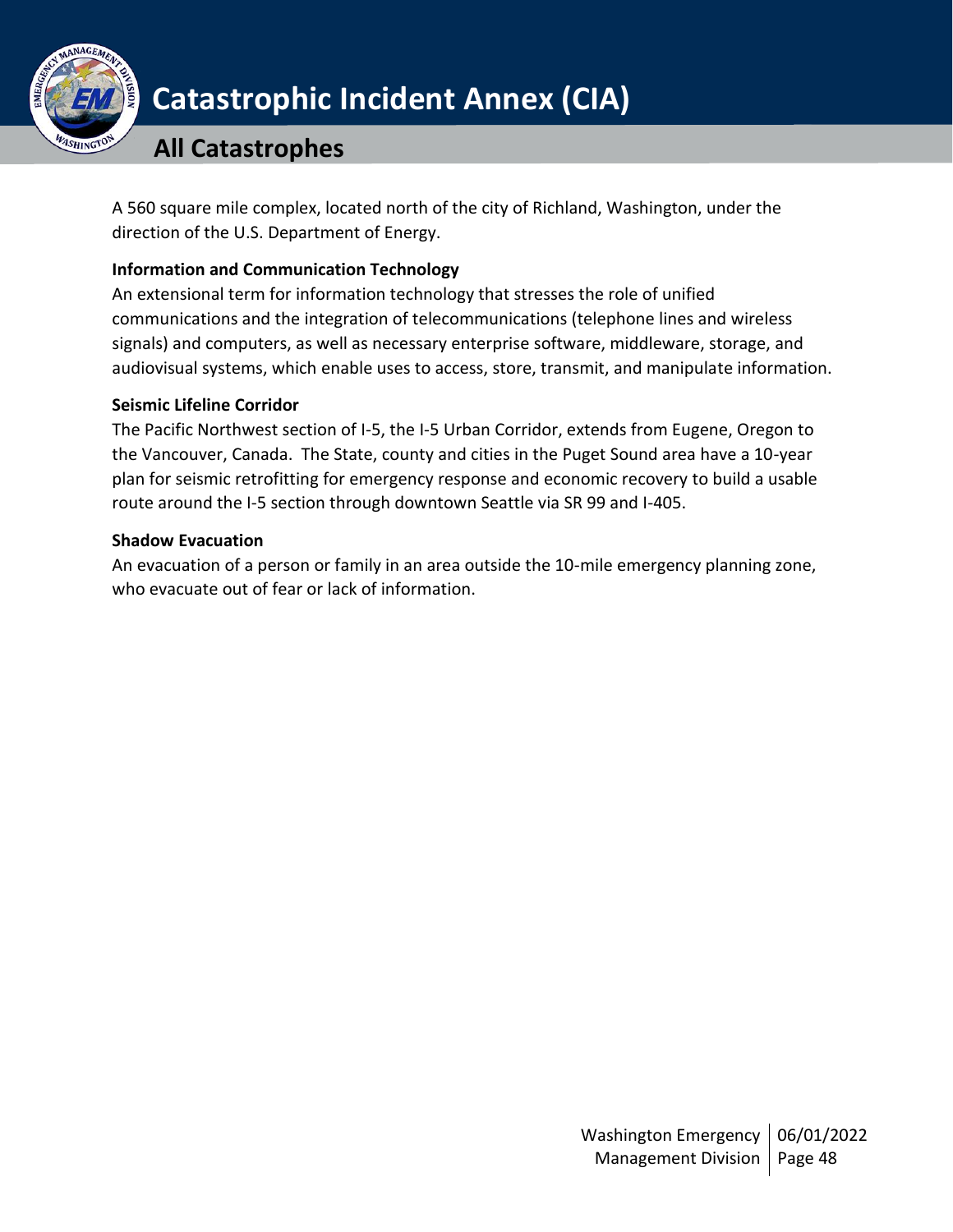A 560 square mile complex, located north of the city of Richland, Washington, under the direction of the U.S. Department of Energy.

**Information and Communication Technology**

An extensional term for information technology that stresses the role of unified communications and the integration of telecommunications (telephone lines and wireless signals) and computers, as well as necessary enterprise software, middleware, storage, and audiovisual systems, which enable uses to access, store, transmit, and manipulate information.

**Seismic Lifeline Corridor**

The Pacific Northwest section of I-5, the I-5 Urban Corridor, extends from Eugene, Oregon to the Vancouver, Canada. The State, county and cities in the Puget Sound area have a 10-year plan for seismic retrofitting for emergency response and economic recovery to build a usable route around the I-5 section through downtown Seattle via SR 99 and I-405.

**Shadow Evacuation**

An evacuation of a person or family in an area outside the 10-mile emergency planning zone, who evacuate out of fear or lack of information.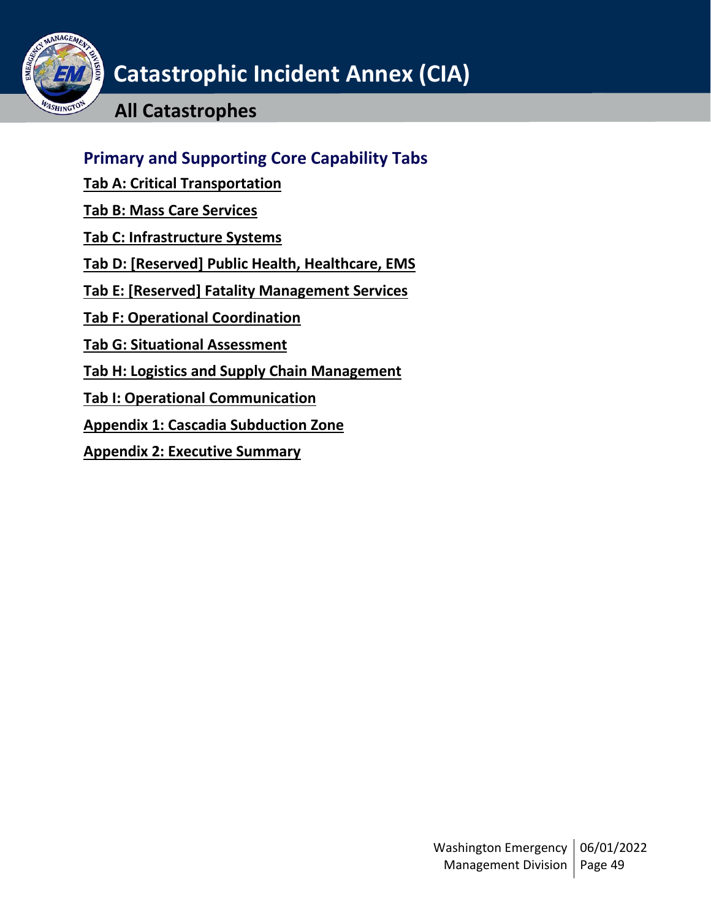## Primary and Supporting Core Capability Tabs

**Tab A: Critical Transportation**

**Tab B: Mass Care Services**

**Tab C: Infrastructure Systems**

**Tab D: [Reserved] Public Health, Healthcare, EMS**

**Tab E: [Reserved] Fatality Management Services**

**Tab F: Operational Coordination**

**Tab G: Situational Assessment**

**Tab H: Logistics and Supply Chain Management**

**Tab I: Operational Communication**

**Appendix 1: Cascadia Subduction Zone**

**Appendix 2: Executive Summary**